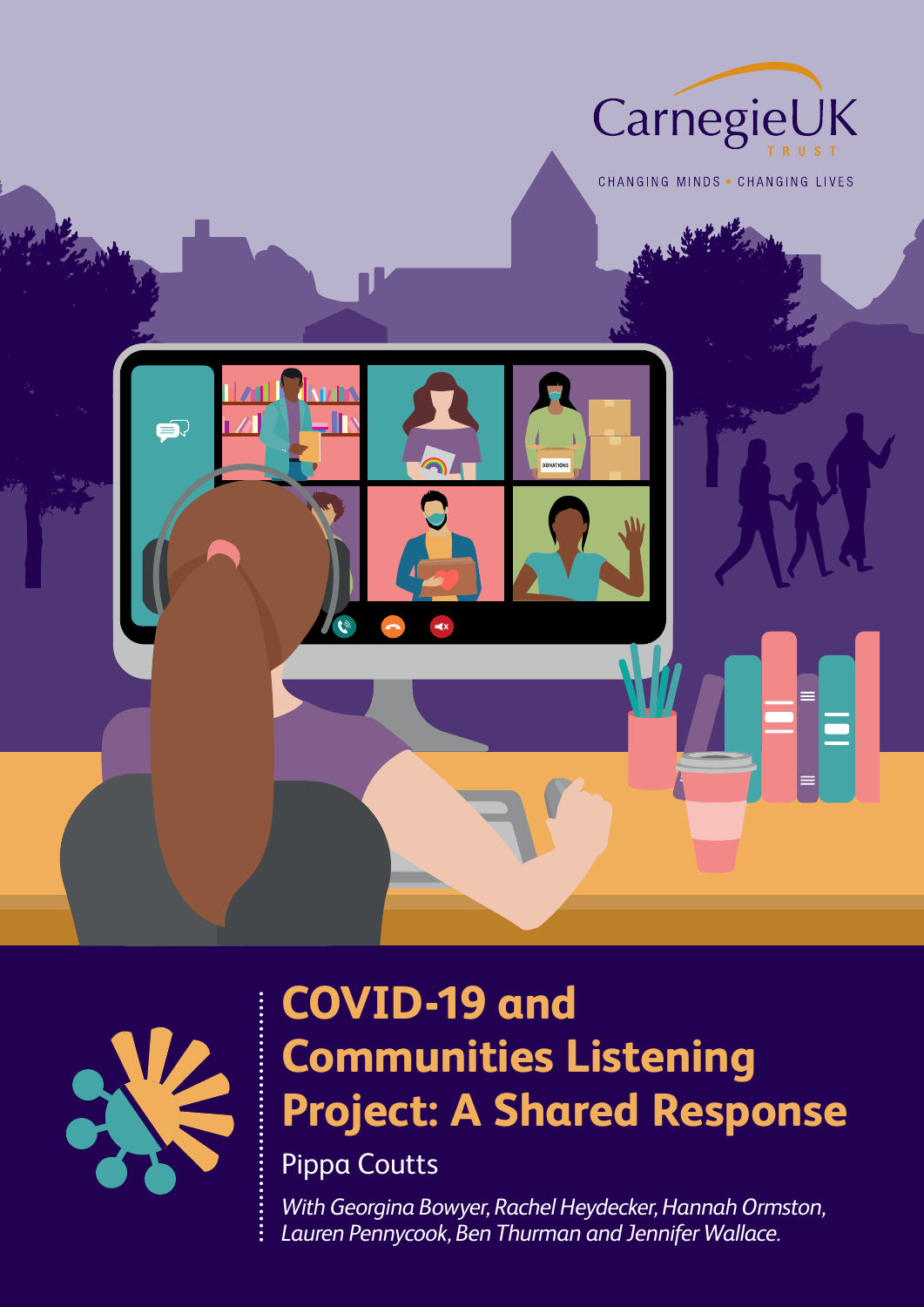CarnegieUK TRUST

CHANGING MINDS • CHANGING LIVES

# COVID-19 and Communities Listening Project: A Shared Response

Pippa Coutts

*With Georgina Bowyer, Rachel Heydecker, Hannah Ormston, Lauren Pennycook, Ben Thurman and Jennifer Wallace.*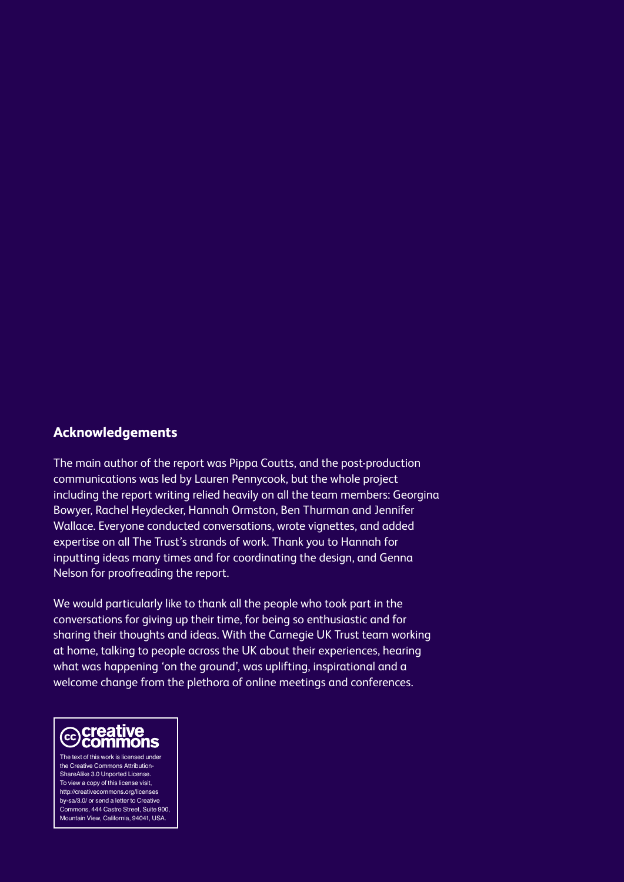## Acknowledgements

The main author of the report was Pippa Coutts, and the post-production communications was led by Lauren Pennycook, but the whole project including the report writing relied heavily on all the team members: Georgina Bowyer, Rachel Heydecker, Hannah Ormston, Ben Thurman and Jennifer Wallace. Everyone conducted conversations, wrote vignettes, and added expertise on all The Trust's strands of work. Thank you to Hannah for inputting ideas many times and for coordinating the design, and Genna Nelson for proofreading the report.

We would particularly like to thank all the people who took part in the conversations for giving up their time, for being so enthusiastic and for sharing their thoughts and ideas. With the Carnegie UK Trust team working at home, talking to people across the UK about their experiences, hearing what was happening 'on the ground', was uplifting, inspirational and a welcome change from the plethora of online meetings and conferences.

creative commons

The text of this work is licensed under the Creative Commons Attribution-ShareAlike 3.0 Unported License. To view a copy of this license visit, http://creativecommons.org/licenses by-sa/3.0/ or send a letter to Creative Commons, 444 Castro Street, Suite 900, Mountain View, California, 94041, USA.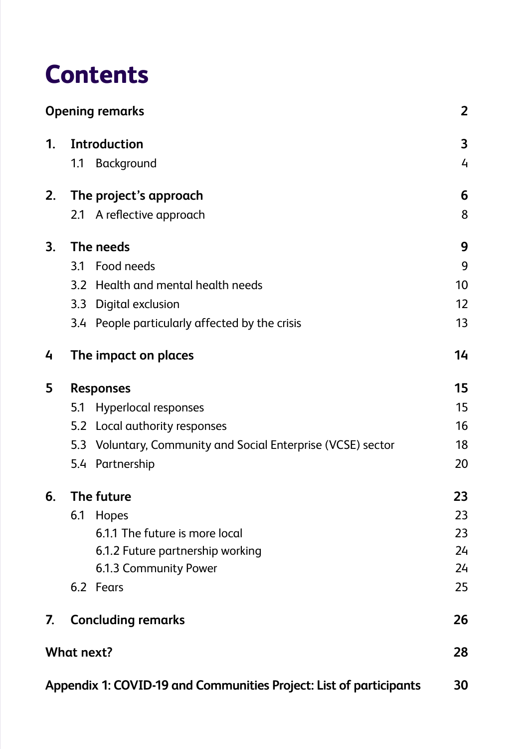# Contents

| | | |
|---|---|---|
| **Opening remarks** | | **2** |
| **1.** | **Introduction** | **3** |
| | 1.1 Background | 4 |
| **2.** | **The project's approach** | **6** |
| | 2.1 A reflective approach | 8 |
| **3.** | **The needs** | **9** |
| | 3.1 Food needs | 9 |
| | 3.2 Health and mental health needs | 10 |
| | 3.3 Digital exclusion | 12 |
| | 3.4 People particularly affected by the crisis | 13 |
| **4** | **The impact on places** | **14** |
| **5** | **Responses** | **15** |
| | 5.1 Hyperlocal responses | 15 |
| | 5.2 Local authority responses | 16 |
| | 5.3 Voluntary, Community and Social Enterprise (VCSE) sector | 18 |
| | 5.4 Partnership | 20 |
| **6.** | **The future** | **23** |
| | 6.1 Hopes | 23 |
| | 6.1.1 The future is more local | 23 |
| | 6.1.2 Future partnership working | 24 |
| | 6.1.3 Community Power | 24 |
| | 6.2 Fears | 25 |
| **7.** | **Concluding remarks** | **26** |
| **What next?** | | **28** |
| **Appendix 1: COVID-19 and Communities Project: List of participants** | | **30** |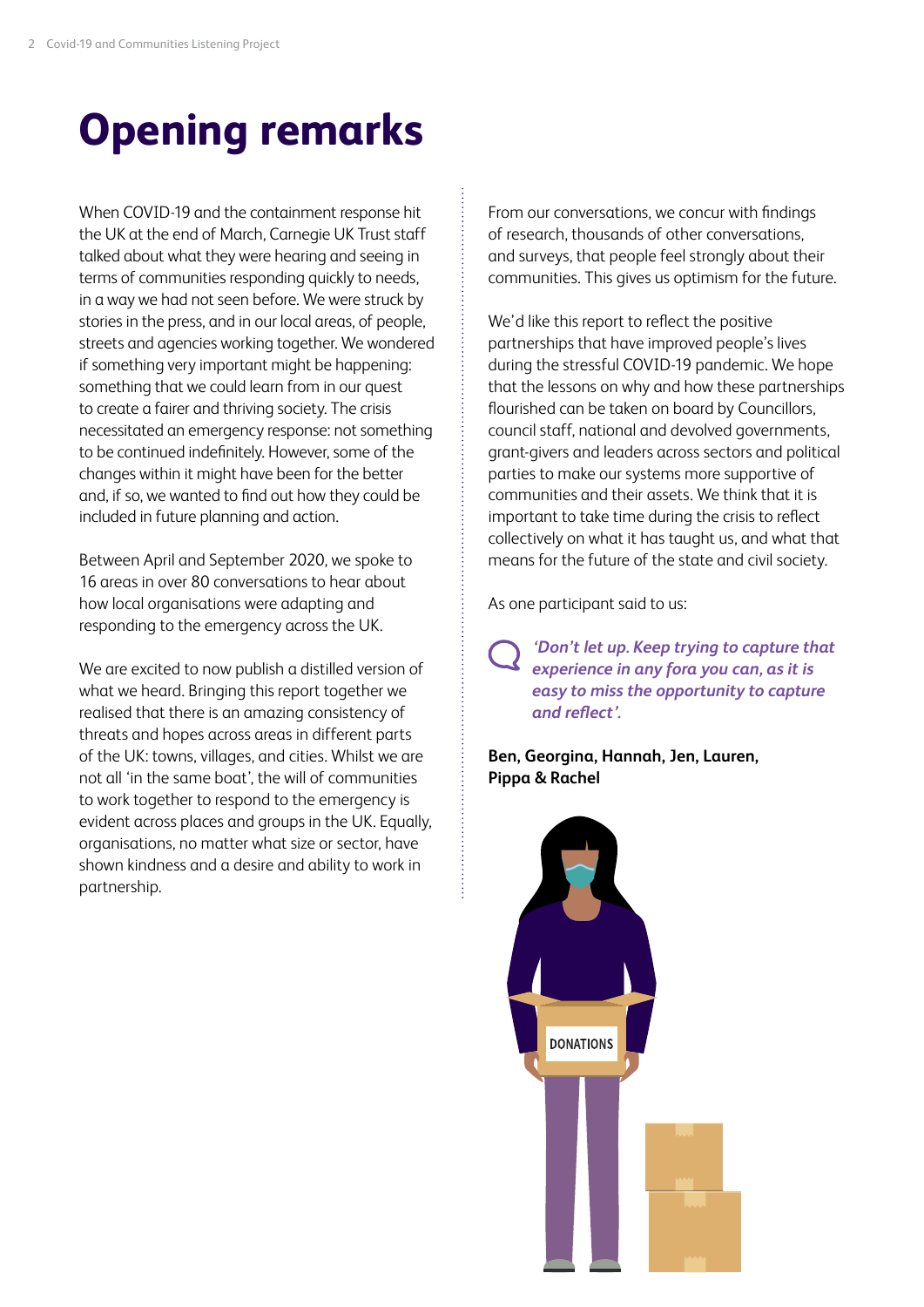# Opening remarks

When COVID-19 and the containment response hit the UK at the end of March, Carnegie UK Trust staff talked about what they were hearing and seeing in terms of communities responding quickly to needs, in a way we had not seen before. We were struck by stories in the press, and in our local areas, of people, streets and agencies working together. We wondered if something very important might be happening: something that we could learn from in our quest to create a fairer and thriving society. The crisis necessitated an emergency response: not something to be continued indefinitely. However, some of the changes within it might have been for the better and, if so, we wanted to find out how they could be included in future planning and action.

Between April and September 2020, we spoke to 16 areas in over 80 conversations to hear about how local organisations were adapting and responding to the emergency across the UK.

We are excited to now publish a distilled version of what we heard. Bringing this report together we realised that there is an amazing consistency of threats and hopes across areas in different parts of the UK: towns, villages, and cities. Whilst we are not all 'in the same boat', the will of communities to work together to respond to the emergency is evident across places and groups in the UK. Equally, organisations, no matter what size or sector, have shown kindness and a desire and ability to work in partnership.

From our conversations, we concur with findings of research, thousands of other conversations, and surveys, that people feel strongly about their communities. This gives us optimism for the future.

We'd like this report to reflect the positive partnerships that have improved people's lives during the stressful COVID-19 pandemic. We hope that the lessons on why and how these partnerships flourished can be taken on board by Councillors, council staff, national and devolved governments, grant-givers and leaders across sectors and political parties to make our systems more supportive of communities and their assets. We think that it is important to take time during the crisis to reflect collectively on what it has taught us, and what that means for the future of the state and civil society.

As one participant said to us:

> ***'Don't let up. Keep trying to capture that experience in any fora you can, as it is easy to miss the opportunity to capture and reflect'.***

**Ben, Georgina, Hannah, Jen, Lauren, Pippa & Rachel**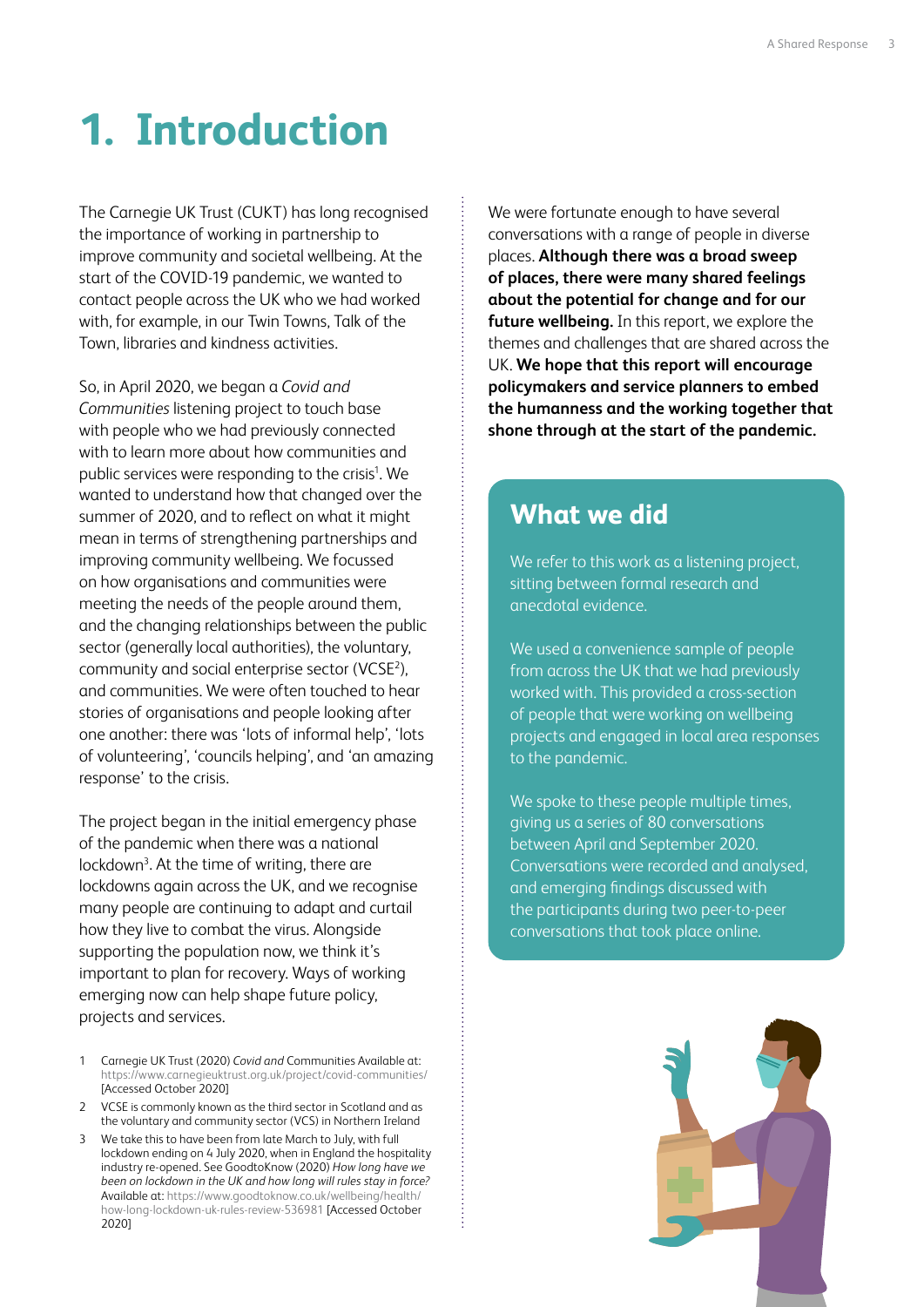# 1. Introduction

The Carnegie UK Trust (CUKT) has long recognised the importance of working in partnership to improve community and societal wellbeing. At the start of the COVID-19 pandemic, we wanted to contact people across the UK who we had worked with, for example, in our Twin Towns, Talk of the Town, libraries and kindness activities.

So, in April 2020, we began a *Covid and Communities* listening project to touch base with people who we had previously connected with to learn more about how communities and public services were responding to the crisis[1]. We wanted to understand how that changed over the summer of 2020, and to reflect on what it might mean in terms of strengthening partnerships and improving community wellbeing. We focussed on how organisations and communities were meeting the needs of the people around them, and the changing relationships between the public sector (generally local authorities), the voluntary, community and social enterprise sector (VCSE[2]), and communities. We were often touched to hear stories of organisations and people looking after one another: there was 'lots of informal help', 'lots of volunteering', 'councils helping', and 'an amazing response' to the crisis.

The project began in the initial emergency phase of the pandemic when there was a national lockdown[3]. At the time of writing, there are lockdowns again across the UK, and we recognise many people are continuing to adapt and curtail how they live to combat the virus. Alongside supporting the population now, we think it's important to plan for recovery. Ways of working emerging now can help shape future policy, projects and services.

We were fortunate enough to have several conversations with a range of people in diverse places. **Although there was a broad sweep of places, there were many shared feelings about the potential for change and for our future wellbeing.** In this report, we explore the themes and challenges that are shared across the UK. **We hope that this report will encourage policymakers and service planners to embed the humanness and the working together that shone through at the start of the pandemic.**

## What we did

We refer to this work as a listening project, sitting between formal research and anecdotal evidence.

We used a convenience sample of people from across the UK that we had previously worked with. This provided a cross-section of people that were working on wellbeing projects and engaged in local area responses to the pandemic.

We spoke to these people multiple times, giving us a series of 80 conversations between April and September 2020. Conversations were recorded and analysed, and emerging findings discussed with the participants during two peer-to-peer conversations that took place online.

---

1 Carnegie UK Trust (2020) *Covid and* Communities Available at: https://www.carnegieuktrust.org.uk/project/covid-communities/ [Accessed October 2020]

2 VCSE is commonly known as the third sector in Scotland and as the voluntary and community sector (VCS) in Northern Ireland

3 We take this to have been from late March to July, with full lockdown ending on 4 July 2020, when in England the hospitality industry re-opened. See GoodtoKnow (2020) *How long have we been on lockdown in the UK and how long will rules stay in force?* Available at: https://www.goodtoknow.co.uk/wellbeing/health/how-long-lockdown-uk-rules-review-536981 [Accessed October 2020]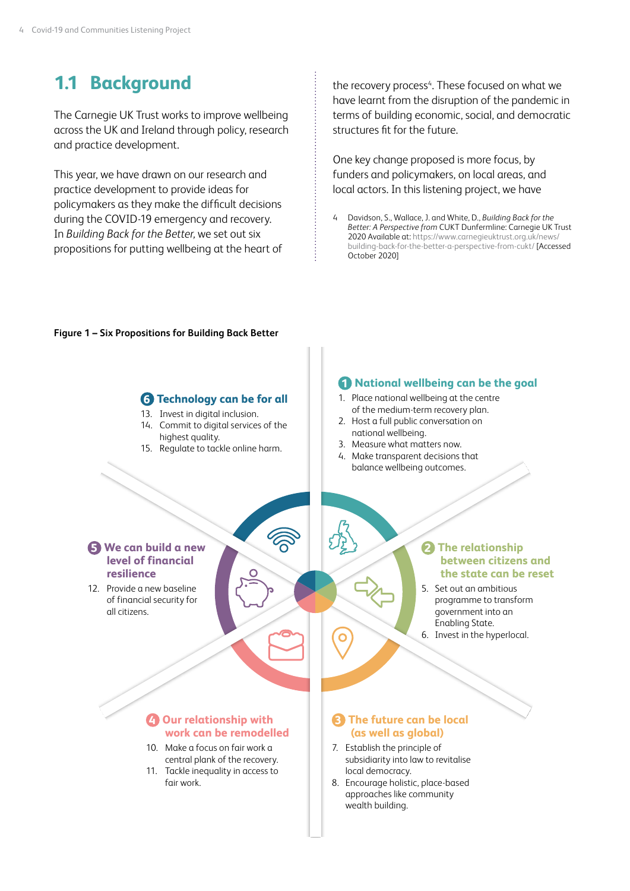## 1.1 Background

The Carnegie UK Trust works to improve wellbeing across the UK and Ireland through policy, research and practice development.

This year, we have drawn on our research and practice development to provide ideas for policymakers as they make the difficult decisions during the COVID-19 emergency and recovery. In *Building Back for the Better*, we set out six propositions for putting wellbeing at the heart of the recovery process[4]. These focused on what we have learnt from the disruption of the pandemic in terms of building economic, social, and democratic structures fit for the future.

One key change proposed is more focus, by funders and policymakers, on local areas, and local actors. In this listening project, we have

4 Davidson, S., Wallace, J. and White, D., *Building Back for the Better: A Perspective from* CUKT Dunfermline: Carnegie UK Trust 2020 Available at: https://www.carnegieuktrust.org.uk/news/building-back-for-the-better-a-perspective-from-cukt/ [Accessed October 2020]

**Figure 1 – Six Propositions for Building Back Better**

**1 National wellbeing can be the goal**

1. Place national wellbeing at the centre of the medium-term recovery plan.
2. Host a full public conversation on national wellbeing.
3. Measure what matters now.
4. Make transparent decisions that balance wellbeing outcomes.

**2 The relationship between citizens and the state can be reset**

5. Set out an ambitious programme to transform government into an Enabling State.
6. Invest in the hyperlocal.

**3 The future can be local (as well as global)**

7. Establish the principle of subsidiarity into law to revitalise local democracy.
8. Encourage holistic, place-based approaches like community wealth building.

**4 Our relationship with work can be remodelled**

10. Make a focus on fair work a central plank of the recovery.
11. Tackle inequality in access to fair work.

**5 We can build a new level of financial resilience**

12. Provide a new baseline of financial security for all citizens.

**6 Technology can be for all**

13. Invest in digital inclusion.
14. Commit to digital services of the highest quality.
15. Regulate to tackle online harm.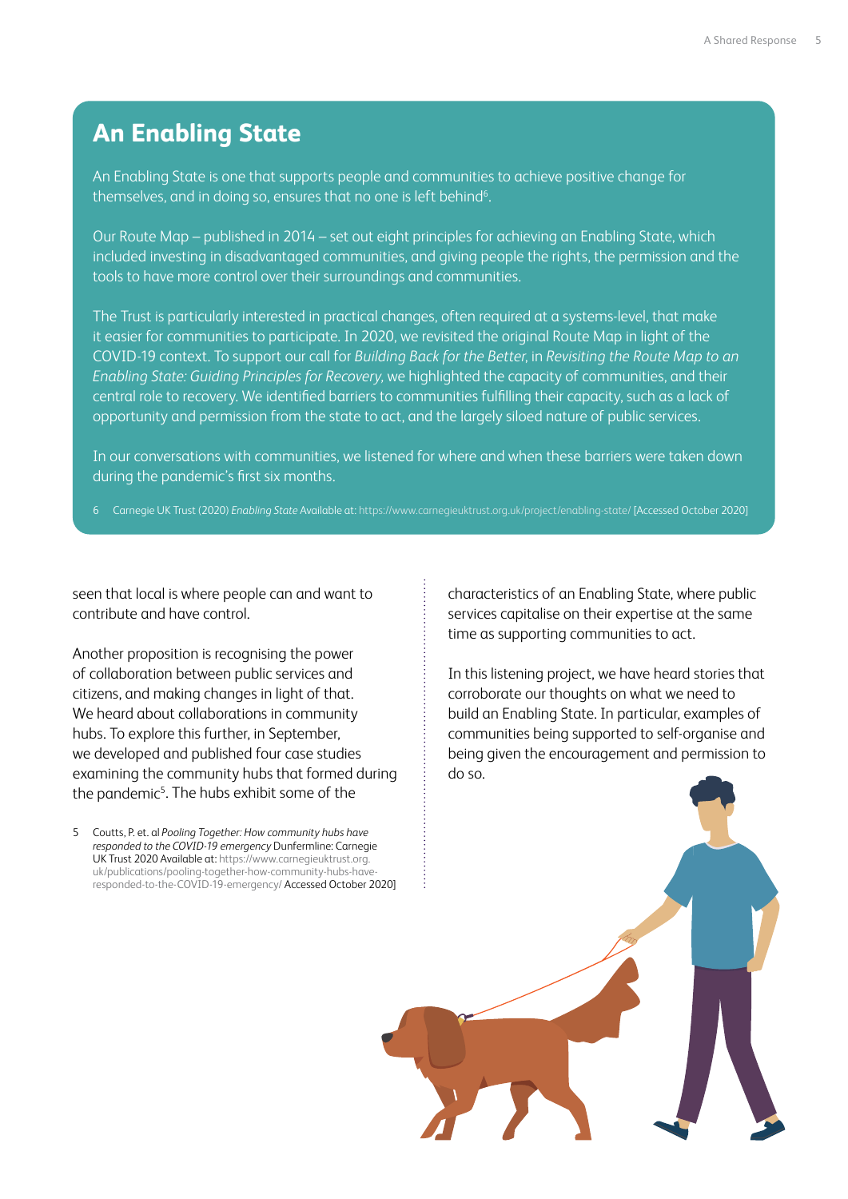## An Enabling State

An Enabling State is one that supports people and communities to achieve positive change for themselves, and in doing so, ensures that no one is left behind[6].

Our Route Map – published in 2014 – set out eight principles for achieving an Enabling State, which included investing in disadvantaged communities, and giving people the rights, the permission and the tools to have more control over their surroundings and communities.

The Trust is particularly interested in practical changes, often required at a systems-level, that make it easier for communities to participate. In 2020, we revisited the original Route Map in light of the COVID-19 context. To support our call for *Building Back for the Better*, in *Revisiting the Route Map to an Enabling State: Guiding Principles for Recovery*, we highlighted the capacity of communities, and their central role to recovery. We identified barriers to communities fulfilling their capacity, such as a lack of opportunity and permission from the state to act, and the largely siloed nature of public services.

In our conversations with communities, we listened for where and when these barriers were taken down during the pandemic's first six months.

6 Carnegie UK Trust (2020) *Enabling State* Available at: https://www.carnegieuktrust.org.uk/project/enabling-state/ [Accessed October 2020]

seen that local is where people can and want to contribute and have control.

Another proposition is recognising the power of collaboration between public services and citizens, and making changes in light of that. We heard about collaborations in community hubs. To explore this further, in September, we developed and published four case studies examining the community hubs that formed during the pandemic[5]. The hubs exhibit some of the characteristics of an Enabling State, where public services capitalise on their expertise at the same time as supporting communities to act.

In this listening project, we have heard stories that corroborate our thoughts on what we need to build an Enabling State. In particular, examples of communities being supported to self-organise and being given the encouragement and permission to do so.

5 Coutts, P. et. al *Pooling Together: How community hubs have responded to the COVID-19 emergency* Dunfermline: Carnegie UK Trust 2020 Available at: https://www.carnegieuktrust.org.uk/publications/pooling-together-how-community-hubs-have-responded-to-the-COVID-19-emergency/ Accessed October 2020]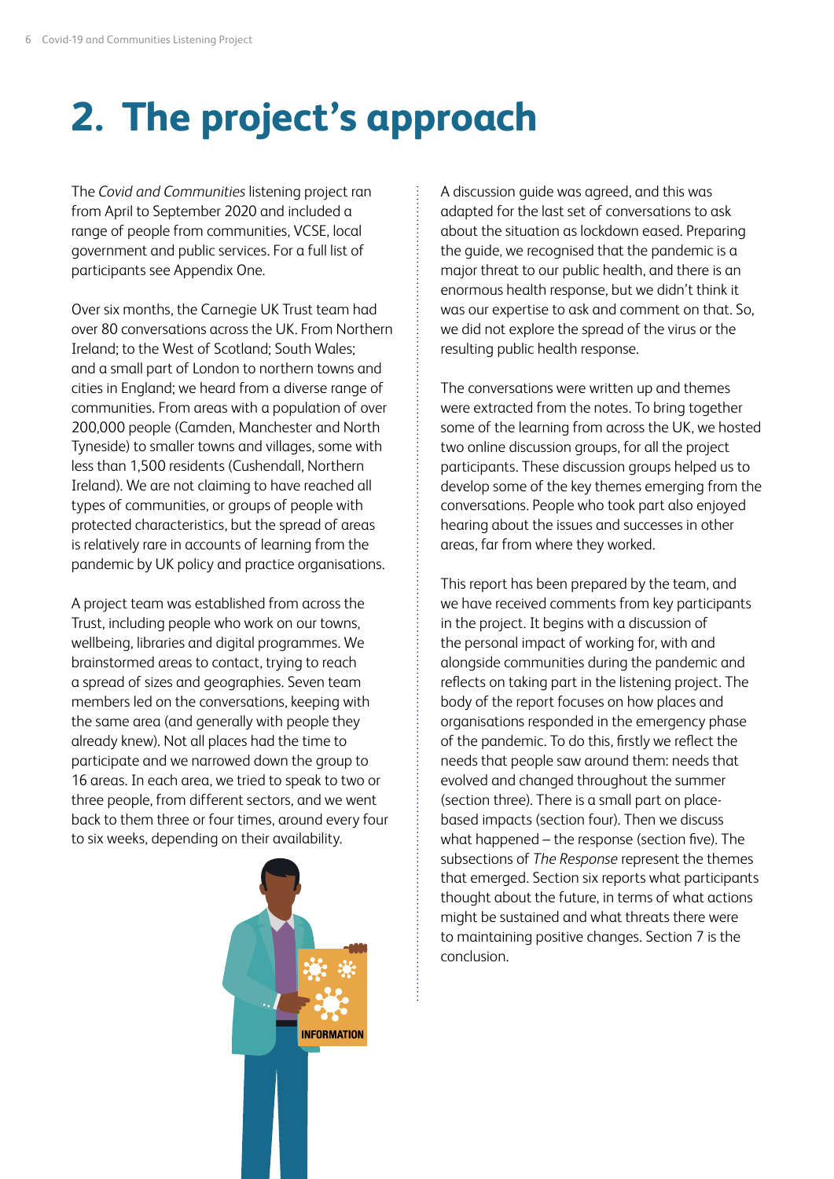# 2. The project's approach

The *Covid and Communities* listening project ran from April to September 2020 and included a range of people from communities, VCSE, local government and public services. For a full list of participants see Appendix One.

Over six months, the Carnegie UK Trust team had over 80 conversations across the UK. From Northern Ireland; to the West of Scotland; South Wales; and a small part of London to northern towns and cities in England; we heard from a diverse range of communities. From areas with a population of over 200,000 people (Camden, Manchester and North Tyneside) to smaller towns and villages, some with less than 1,500 residents (Cushendall, Northern Ireland). We are not claiming to have reached all types of communities, or groups of people with protected characteristics, but the spread of areas is relatively rare in accounts of learning from the pandemic by UK policy and practice organisations.

A project team was established from across the Trust, including people who work on our towns, wellbeing, libraries and digital programmes. We brainstormed areas to contact, trying to reach a spread of sizes and geographies. Seven team members led on the conversations, keeping with the same area (and generally with people they already knew). Not all places had the time to participate and we narrowed down the group to 16 areas. In each area, we tried to speak to two or three people, from different sectors, and we went back to them three or four times, around every four to six weeks, depending on their availability.

A discussion guide was agreed, and this was adapted for the last set of conversations to ask about the situation as lockdown eased. Preparing the guide, we recognised that the pandemic is a major threat to our public health, and there is an enormous health response, but we didn't think it was our expertise to ask and comment on that. So, we did not explore the spread of the virus or the resulting public health response.

The conversations were written up and themes were extracted from the notes. To bring together some of the learning from across the UK, we hosted two online discussion groups, for all the project participants. These discussion groups helped us to develop some of the key themes emerging from the conversations. People who took part also enjoyed hearing about the issues and successes in other areas, far from where they worked.

This report has been prepared by the team, and we have received comments from key participants in the project. It begins with a discussion of the personal impact of working for, with and alongside communities during the pandemic and reflects on taking part in the listening project. The body of the report focuses on how places and organisations responded in the emergency phase of the pandemic. To do this, firstly we reflect the needs that people saw around them: needs that evolved and changed throughout the summer (section three). There is a small part on place-based impacts (section four). Then we discuss what happened – the response (section five). The subsections of *The Response* represent the themes that emerged. Section six reports what participants thought about the future, in terms of what actions might be sustained and what threats there were to maintaining positive changes. Section 7 is the conclusion.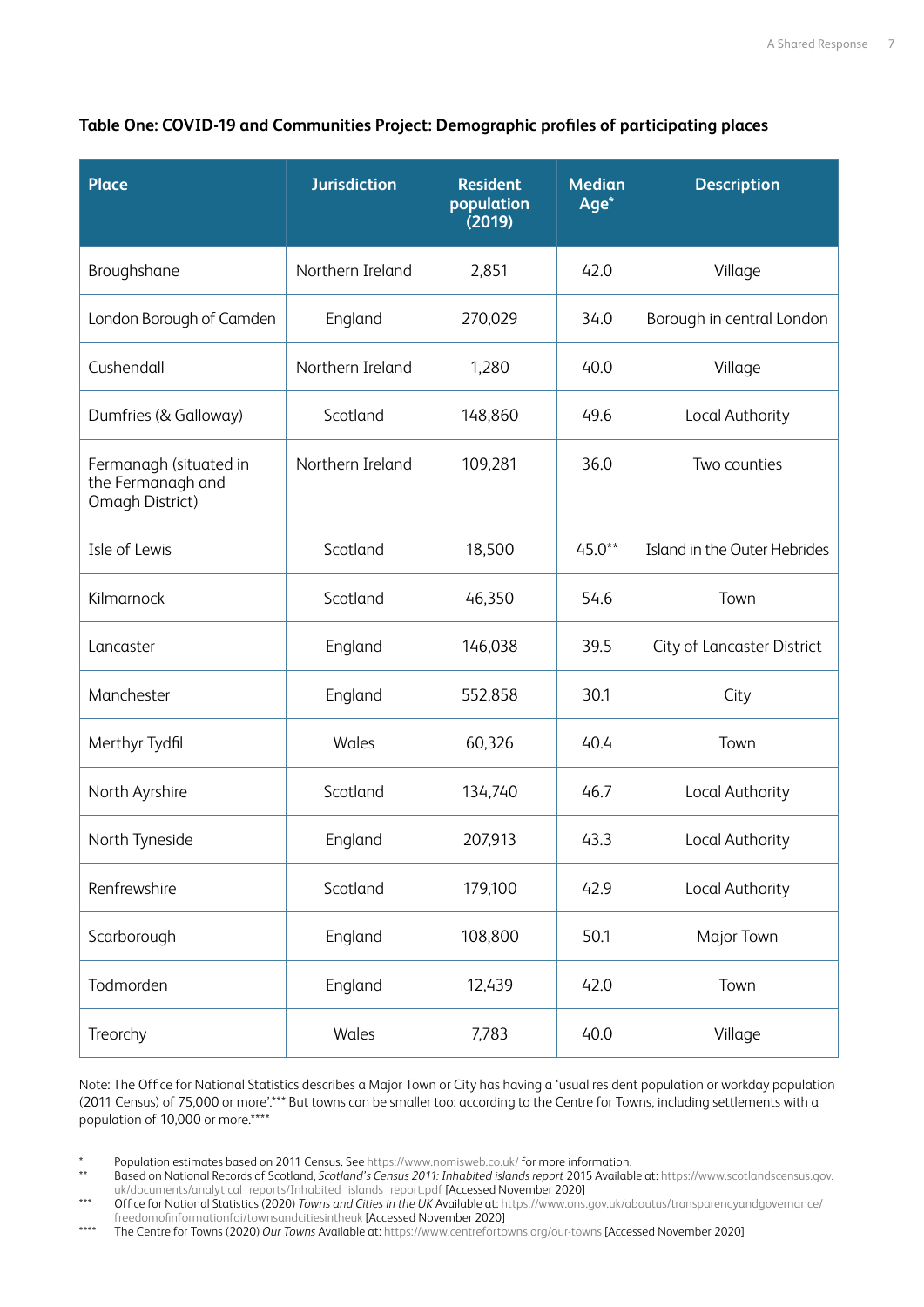**Table One: COVID-19 and Communities Project: Demographic profiles of participating places**

| Place | Jurisdiction | Resident population (2019) | Median Age* | Description |
|---|---|---|---|---|
| Broughshane | Northern Ireland | 2,851 | 42.0 | Village |
| London Borough of Camden | England | 270,029 | 34.0 | Borough in central London |
| Cushendall | Northern Ireland | 1,280 | 40.0 | Village |
| Dumfries (& Galloway) | Scotland | 148,860 | 49.6 | Local Authority |
| Fermanagh (situated in the Fermanagh and Omagh District) | Northern Ireland | 109,281 | 36.0 | Two counties |
| Isle of Lewis | Scotland | 18,500 | 45.0** | Island in the Outer Hebrides |
| Kilmarnock | Scotland | 46,350 | 54.6 | Town |
| Lancaster | England | 146,038 | 39.5 | City of Lancaster District |
| Manchester | England | 552,858 | 30.1 | City |
| Merthyr Tydfil | Wales | 60,326 | 40.4 | Town |
| North Ayrshire | Scotland | 134,740 | 46.7 | Local Authority |
| North Tyneside | England | 207,913 | 43.3 | Local Authority |
| Renfrewshire | Scotland | 179,100 | 42.9 | Local Authority |
| Scarborough | England | 108,800 | 50.1 | Major Town |
| Todmorden | England | 12,439 | 42.0 | Town |
| Treorchy | Wales | 7,783 | 40.0 | Village |

Note: The Office for National Statistics describes a Major Town or City has having a 'usual resident population or workday population (2011 Census) of 75,000 or more'.*** But towns can be smaller too: according to the Centre for Towns, including settlements with a population of 10,000 or more.****

\* Population estimates based on 2011 Census. See https://www.nomisweb.co.uk/ for more information.

\** Based on National Records of Scotland, *Scotland's Census 2011: Inhabited islands report* 2015 Available at: https://www.scotlandscensus.gov.uk/documents/analytical_reports/Inhabited_islands_report.pdf [Accessed November 2020]

\*** Office for National Statistics (2020) *Towns and Cities in the UK* Available at: https://www.ons.gov.uk/aboutus/transparencyandgovernance/freedomofinformationfoi/townsandcitiesintheuk [Accessed November 2020]

\**** The Centre for Towns (2020) *Our Towns* Available at: https://www.centrefortowns.org/our-towns [Accessed November 2020]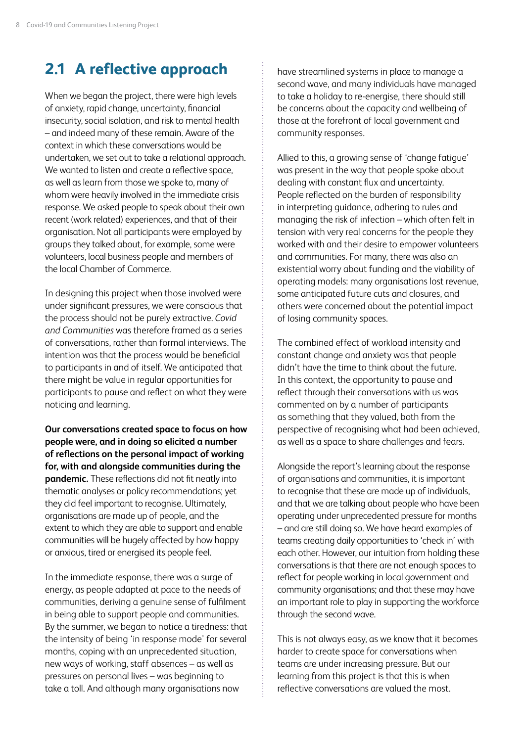## 2.1 A reflective approach

When we began the project, there were high levels of anxiety, rapid change, uncertainty, financial insecurity, social isolation, and risk to mental health – and indeed many of these remain. Aware of the context in which these conversations would be undertaken, we set out to take a relational approach. We wanted to listen and create a reflective space, as well as learn from those we spoke to, many of whom were heavily involved in the immediate crisis response. We asked people to speak about their own recent (work related) experiences, and that of their organisation. Not all participants were employed by groups they talked about, for example, some were volunteers, local business people and members of the local Chamber of Commerce.

In designing this project when those involved were under significant pressures, we were conscious that the process should not be purely extractive. *Covid and Communities* was therefore framed as a series of conversations, rather than formal interviews. The intention was that the process would be beneficial to participants in and of itself. We anticipated that there might be value in regular opportunities for participants to pause and reflect on what they were noticing and learning.

**Our conversations created space to focus on how people were, and in doing so elicited a number of reflections on the personal impact of working for, with and alongside communities during the pandemic.** These reflections did not fit neatly into thematic analyses or policy recommendations; yet they did feel important to recognise. Ultimately, organisations are made up of people, and the extent to which they are able to support and enable communities will be hugely affected by how happy or anxious, tired or energised its people feel.

In the immediate response, there was a surge of energy, as people adapted at pace to the needs of communities, deriving a genuine sense of fulfilment in being able to support people and communities. By the summer, we began to notice a tiredness: that the intensity of being 'in response mode' for several months, coping with an unprecedented situation, new ways of working, staff absences – as well as pressures on personal lives – was beginning to take a toll. And although many organisations now have streamlined systems in place to manage a second wave, and many individuals have managed to take a holiday to re-energise, there should still be concerns about the capacity and wellbeing of those at the forefront of local government and community responses.

Allied to this, a growing sense of 'change fatigue' was present in the way that people spoke about dealing with constant flux and uncertainty. People reflected on the burden of responsibility in interpreting guidance, adhering to rules and managing the risk of infection – which often felt in tension with very real concerns for the people they worked with and their desire to empower volunteers and communities. For many, there was also an existential worry about funding and the viability of operating models: many organisations lost revenue, some anticipated future cuts and closures, and others were concerned about the potential impact of losing community spaces.

The combined effect of workload intensity and constant change and anxiety was that people didn't have the time to think about the future. In this context, the opportunity to pause and reflect through their conversations with us was commented on by a number of participants as something that they valued, both from the perspective of recognising what had been achieved, as well as a space to share challenges and fears.

Alongside the report's learning about the response of organisations and communities, it is important to recognise that these are made up of individuals, and that we are talking about people who have been operating under unprecedented pressure for months – and are still doing so. We have heard examples of teams creating daily opportunities to 'check in' with each other. However, our intuition from holding these conversations is that there are not enough spaces to reflect for people working in local government and community organisations; and that these may have an important role to play in supporting the workforce through the second wave.

This is not always easy, as we know that it becomes harder to create space for conversations when teams are under increasing pressure. But our learning from this project is that this is when reflective conversations are valued the most.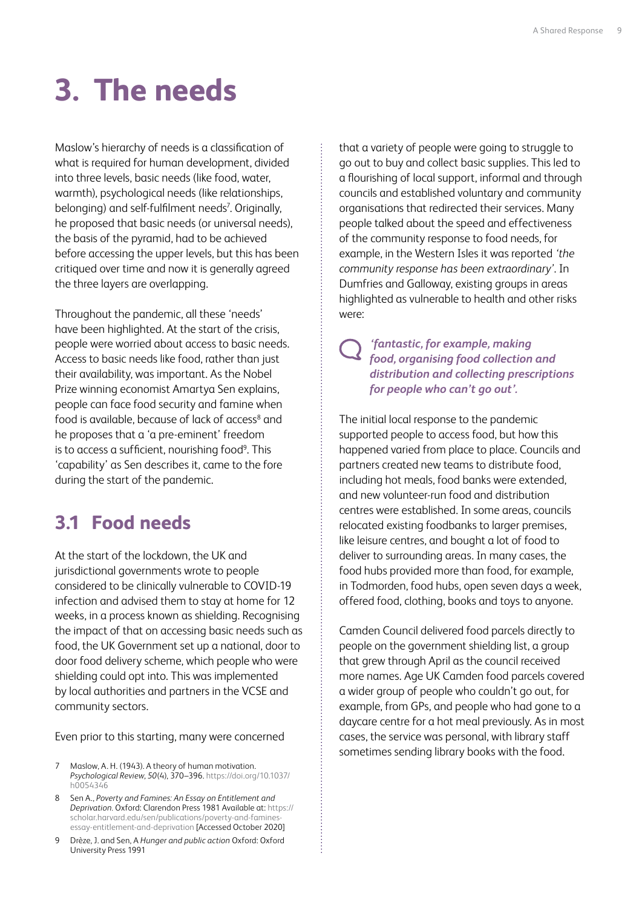# 3. The needs

Maslow's hierarchy of needs is a classification of what is required for human development, divided into three levels, basic needs (like food, water, warmth), psychological needs (like relationships, belonging) and self-fulfilment needs[7]. Originally, he proposed that basic needs (or universal needs), the basis of the pyramid, had to be achieved before accessing the upper levels, but this has been critiqued over time and now it is generally agreed the three layers are overlapping.

Throughout the pandemic, all these 'needs' have been highlighted. At the start of the crisis, people were worried about access to basic needs. Access to basic needs like food, rather than just their availability, was important. As the Nobel Prize winning economist Amartya Sen explains, people can face food security and famine when food is available, because of lack of access[8] and he proposes that a 'a pre-eminent' freedom is to access a sufficient, nourishing food[9]. This 'capability' as Sen describes it, came to the fore during the start of the pandemic.

## 3.1 Food needs

At the start of the lockdown, the UK and jurisdictional governments wrote to people considered to be clinically vulnerable to COVID-19 infection and advised them to stay at home for 12 weeks, in a process known as shielding. Recognising the impact of that on accessing basic needs such as food, the UK Government set up a national, door to door food delivery scheme, which people who were shielding could opt into. This was implemented by local authorities and partners in the VCSE and community sectors.

Even prior to this starting, many were concerned that a variety of people were going to struggle to go out to buy and collect basic supplies. This led to a flourishing of local support, informal and through councils and established voluntary and community organisations that redirected their services. Many people talked about the speed and effectiveness of the community response to food needs, for example, in the Western Isles it was reported *'the community response has been extraordinary'*. In Dumfries and Galloway, existing groups in areas highlighted as vulnerable to health and other risks were:

> ***'fantastic, for example, making food, organising food collection and distribution and collecting prescriptions for people who can't go out'.***

The initial local response to the pandemic supported people to access food, but how this happened varied from place to place. Councils and partners created new teams to distribute food, including hot meals, food banks were extended, and new volunteer-run food and distribution centres were established. In some areas, councils relocated existing foodbanks to larger premises, like leisure centres, and bought a lot of food to deliver to surrounding areas. In many cases, the food hubs provided more than food, for example, in Todmorden, food hubs, open seven days a week, offered food, clothing, books and toys to anyone.

Camden Council delivered food parcels directly to people on the government shielding list, a group that grew through April as the council received more names. Age UK Camden food parcels covered a wider group of people who couldn't go out, for example, from GPs, and people who had gone to a daycare centre for a hot meal previously. As in most cases, the service was personal, with library staff sometimes sending library books with the food.

7 Maslow, A. H. (1943). A theory of human motivation. *Psychological Review, 50*(4), 370–396. https://doi.org/10.1037/h0054346

8 Sen A., *Poverty and Famines: An Essay on Entitlement and Deprivation.* Oxford: Clarendon Press 1981 Available at: https://scholar.harvard.edu/sen/publications/poverty-and-famines-essay-entitlement-and-deprivation [Accessed October 2020]

9 Drèze, J. and Sen, A *Hunger and public action* Oxford: Oxford University Press 1991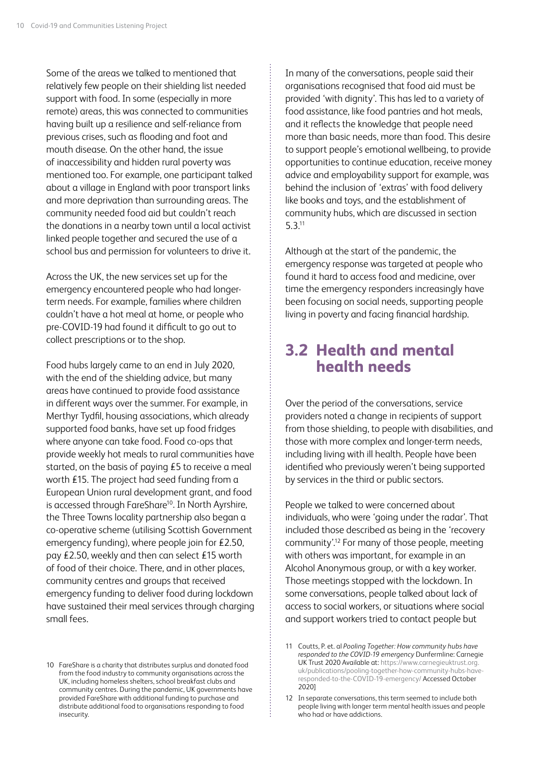Some of the areas we talked to mentioned that relatively few people on their shielding list needed support with food. In some (especially in more remote) areas, this was connected to communities having built up a resilience and self-reliance from previous crises, such as flooding and foot and mouth disease. On the other hand, the issue of inaccessibility and hidden rural poverty was mentioned too. For example, one participant talked about a village in England with poor transport links and more deprivation than surrounding areas. The community needed food aid but couldn't reach the donations in a nearby town until a local activist linked people together and secured the use of a school bus and permission for volunteers to drive it.

Across the UK, the new services set up for the emergency encountered people who had longer-term needs. For example, families where children couldn't have a hot meal at home, or people who pre-COVID-19 had found it difficult to go out to collect prescriptions or to the shop.

Food hubs largely came to an end in July 2020, with the end of the shielding advice, but many areas have continued to provide food assistance in different ways over the summer. For example, in Merthyr Tydfil, housing associations, which already supported food banks, have set up food fridges where anyone can take food. Food co-ops that provide weekly hot meals to rural communities have started, on the basis of paying £5 to receive a meal worth £15. The project had seed funding from a European Union rural development grant, and food is accessed through FareShare[10]. In North Ayrshire, the Three Towns locality partnership also began a co-operative scheme (utilising Scottish Government emergency funding), where people join for £2.50, pay £2.50, weekly and then can select £15 worth of food of their choice. There, and in other places, community centres and groups that received emergency funding to deliver food during lockdown have sustained their meal services through charging small fees.

In many of the conversations, people said their organisations recognised that food aid must be provided 'with dignity'. This has led to a variety of food assistance, like food pantries and hot meals, and it reflects the knowledge that people need more than basic needs, more than food. This desire to support people's emotional wellbeing, to provide opportunities to continue education, receive money advice and employability support for example, was behind the inclusion of 'extras' with food delivery like books and toys, and the establishment of community hubs, which are discussed in section 5.3.[11]

Although at the start of the pandemic, the emergency response was targeted at people who found it hard to access food and medicine, over time the emergency responders increasingly have been focusing on social needs, supporting people living in poverty and facing financial hardship.

## 3.2 Health and mental health needs

Over the period of the conversations, service providers noted a change in recipients of support from those shielding, to people with disabilities, and those with more complex and longer-term needs, including living with ill health. People have been identified who previously weren't being supported by services in the third or public sectors.

People we talked to were concerned about individuals, who were 'going under the radar'. That included those described as being in the 'recovery community'.[12] For many of those people, meeting with others was important, for example in an Alcohol Anonymous group, or with a key worker. Those meetings stopped with the lockdown. In some conversations, people talked about lack of access to social workers, or situations where social and support workers tried to contact people but

---

10 FareShare is a charity that distributes surplus and donated food from the food industry to community organisations across the UK, including homeless shelters, school breakfast clubs and community centres. During the pandemic, UK governments have provided FareShare with additional funding to purchase and distribute additional food to organisations responding to food insecurity.

11 Coutts, P. et. al *Pooling Together: How community hubs have responded to the COVID-19 emergency* Dunfermline: Carnegie UK Trust 2020 Available at: https://www.carnegieuktrust.org.uk/publications/pooling-together-how-community-hubs-have-responded-to-the-COVID-19-emergency/ Accessed October 2020]

12 In separate conversations, this term seemed to include both people living with longer term mental health issues and people who had or have addictions.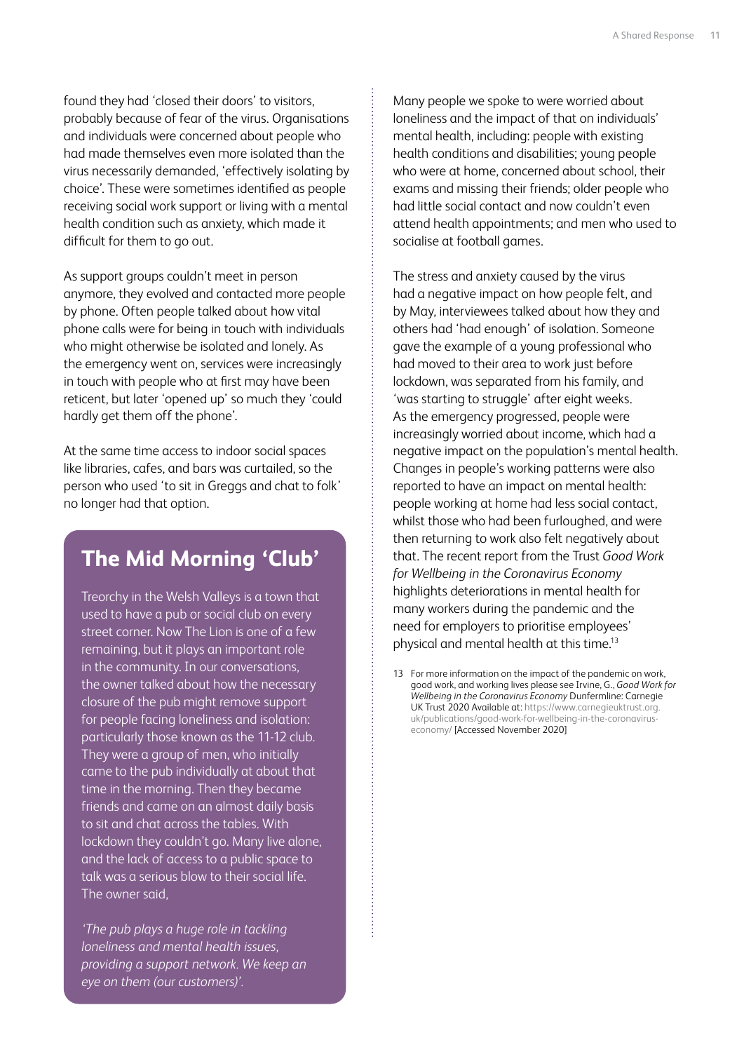found they had 'closed their doors' to visitors, probably because of fear of the virus. Organisations and individuals were concerned about people who had made themselves even more isolated than the virus necessarily demanded, 'effectively isolating by choice'. These were sometimes identified as people receiving social work support or living with a mental health condition such as anxiety, which made it difficult for them to go out.

As support groups couldn't meet in person anymore, they evolved and contacted more people by phone. Often people talked about how vital phone calls were for being in touch with individuals who might otherwise be isolated and lonely. As the emergency went on, services were increasingly in touch with people who at first may have been reticent, but later 'opened up' so much they 'could hardly get them off the phone'.

At the same time access to indoor social spaces like libraries, cafes, and bars was curtailed, so the person who used 'to sit in Greggs and chat to folk' no longer had that option.

## The Mid Morning 'Club'

Treorchy in the Welsh Valleys is a town that used to have a pub or social club on every street corner. Now The Lion is one of a few remaining, but it plays an important role in the community. In our conversations, the owner talked about how the necessary closure of the pub might remove support for people facing loneliness and isolation: particularly those known as the 11-12 club. They were a group of men, who initially came to the pub individually at about that time in the morning. Then they became friends and came on an almost daily basis to sit and chat across the tables. With lockdown they couldn't go. Many live alone, and the lack of access to a public space to talk was a serious blow to their social life. The owner said,

*'The pub plays a huge role in tackling loneliness and mental health issues, providing a support network. We keep an eye on them (our customers)'.*

Many people we spoke to were worried about loneliness and the impact of that on individuals' mental health, including: people with existing health conditions and disabilities; young people who were at home, concerned about school, their exams and missing their friends; older people who had little social contact and now couldn't even attend health appointments; and men who used to socialise at football games.

The stress and anxiety caused by the virus had a negative impact on how people felt, and by May, interviewees talked about how they and others had 'had enough' of isolation. Someone gave the example of a young professional who had moved to their area to work just before lockdown, was separated from his family, and 'was starting to struggle' after eight weeks. As the emergency progressed, people were increasingly worried about income, which had a negative impact on the population's mental health. Changes in people's working patterns were also reported to have an impact on mental health: people working at home had less social contact, whilst those who had been furloughed, and were then returning to work also felt negatively about that. The recent report from the Trust *Good Work for Wellbeing in the Coronavirus Economy* highlights deteriorations in mental health for many workers during the pandemic and the need for employers to prioritise employees' physical and mental health at this time.[13]

13 For more information on the impact of the pandemic on work, good work, and working lives please see Irvine, G., *Good Work for Wellbeing in the Coronavirus Economy* Dunfermline: Carnegie UK Trust 2020 Available at: https://www.carnegieuktrust.org.uk/publications/good-work-for-wellbeing-in-the-coronavirus-economy/ [Accessed November 2020]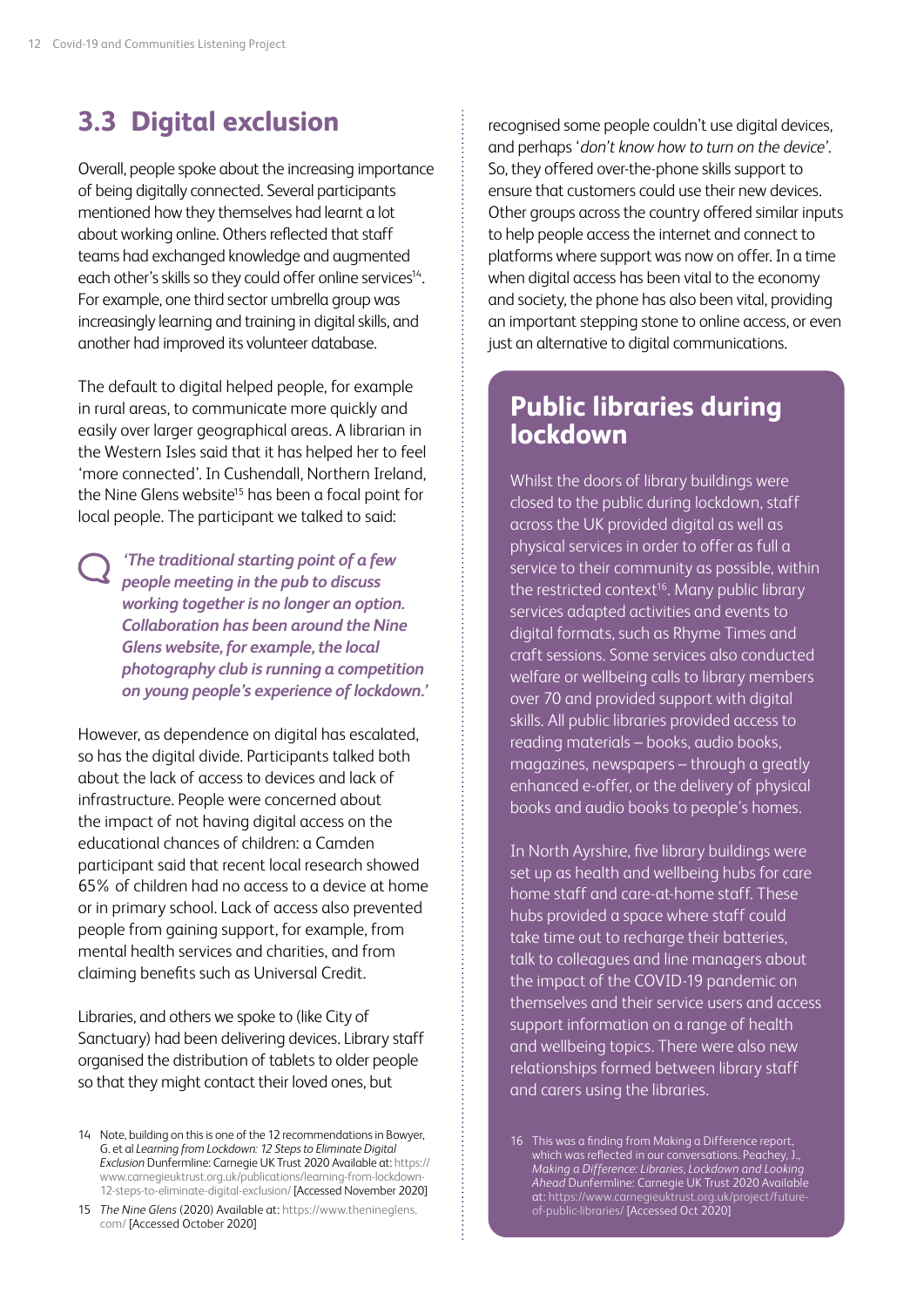## 3.3 Digital exclusion

Overall, people spoke about the increasing importance of being digitally connected. Several participants mentioned how they themselves had learnt a lot about working online. Others reflected that staff teams had exchanged knowledge and augmented each other's skills so they could offer online services[14]. For example, one third sector umbrella group was increasingly learning and training in digital skills, and another had improved its volunteer database.

The default to digital helped people, for example in rural areas, to communicate more quickly and easily over larger geographical areas. A librarian in the Western Isles said that it has helped her to feel 'more connected'. In Cushendall, Northern Ireland, the Nine Glens website[15] has been a focal point for local people. The participant we talked to said:

> ***'The traditional starting point of a few people meeting in the pub to discuss working together is no longer an option. Collaboration has been around the Nine Glens website, for example, the local photography club is running a competition on young people's experience of lockdown.'***

However, as dependence on digital has escalated, so has the digital divide. Participants talked both about the lack of access to devices and lack of infrastructure. People were concerned about the impact of not having digital access on the educational chances of children: a Camden participant said that recent local research showed 65% of children had no access to a device at home or in primary school. Lack of access also prevented people from gaining support, for example, from mental health services and charities, and from claiming benefits such as Universal Credit.

Libraries, and others we spoke to (like City of Sanctuary) had been delivering devices. Library staff organised the distribution of tablets to older people so that they might contact their loved ones, but recognised some people couldn't use digital devices, and perhaps '*don't know how to turn on the device*'. So, they offered over-the-phone skills support to ensure that customers could use their new devices. Other groups across the country offered similar inputs to help people access the internet and connect to platforms where support was now on offer. In a time when digital access has been vital to the economy and society, the phone has also been vital, providing an important stepping stone to online access, or even just an alternative to digital communications.

14 Note, building on this is one of the 12 recommendations in Bowyer, G. et al *Learning from Lockdown: 12 Steps to Eliminate Digital Exclusion* Dunfermline: Carnegie UK Trust 2020 Available at: https://www.carnegieuktrust.org.uk/publications/learning-from-lockdown-12-steps-to-eliminate-digital-exclusion/ [Accessed November 2020]

15 *The Nine Glens* (2020) Available at: https://www.thenineglens.com/ [Accessed October 2020]

### Public libraries during lockdown

Whilst the doors of library buildings were closed to the public during lockdown, staff across the UK provided digital as well as physical services in order to offer as full a service to their community as possible, within the restricted context[16]. Many public library services adapted activities and events to digital formats, such as Rhyme Times and craft sessions. Some services also conducted welfare or wellbeing calls to library members over 70 and provided support with digital skills. All public libraries provided access to reading materials – books, audio books, magazines, newspapers – through a greatly enhanced e-offer, or the delivery of physical books and audio books to people's homes.

In North Ayrshire, five library buildings were set up as health and wellbeing hubs for care home staff and care-at-home staff. These hubs provided a space where staff could take time out to recharge their batteries, talk to colleagues and line managers about the impact of the COVID-19 pandemic on themselves and their service users and access support information on a range of health and wellbeing topics. There were also new relationships formed between library staff and carers using the libraries.

16 This was a finding from Making a Difference report, which was reflected in our conversations. Peachey, J., *Making a Difference: Libraries, Lockdown and Looking Ahead* Dunfermline: Carnegie UK Trust 2020 Available at: https://www.carnegieuktrust.org.uk/project/future-of-public-libraries/ [Accessed Oct 2020]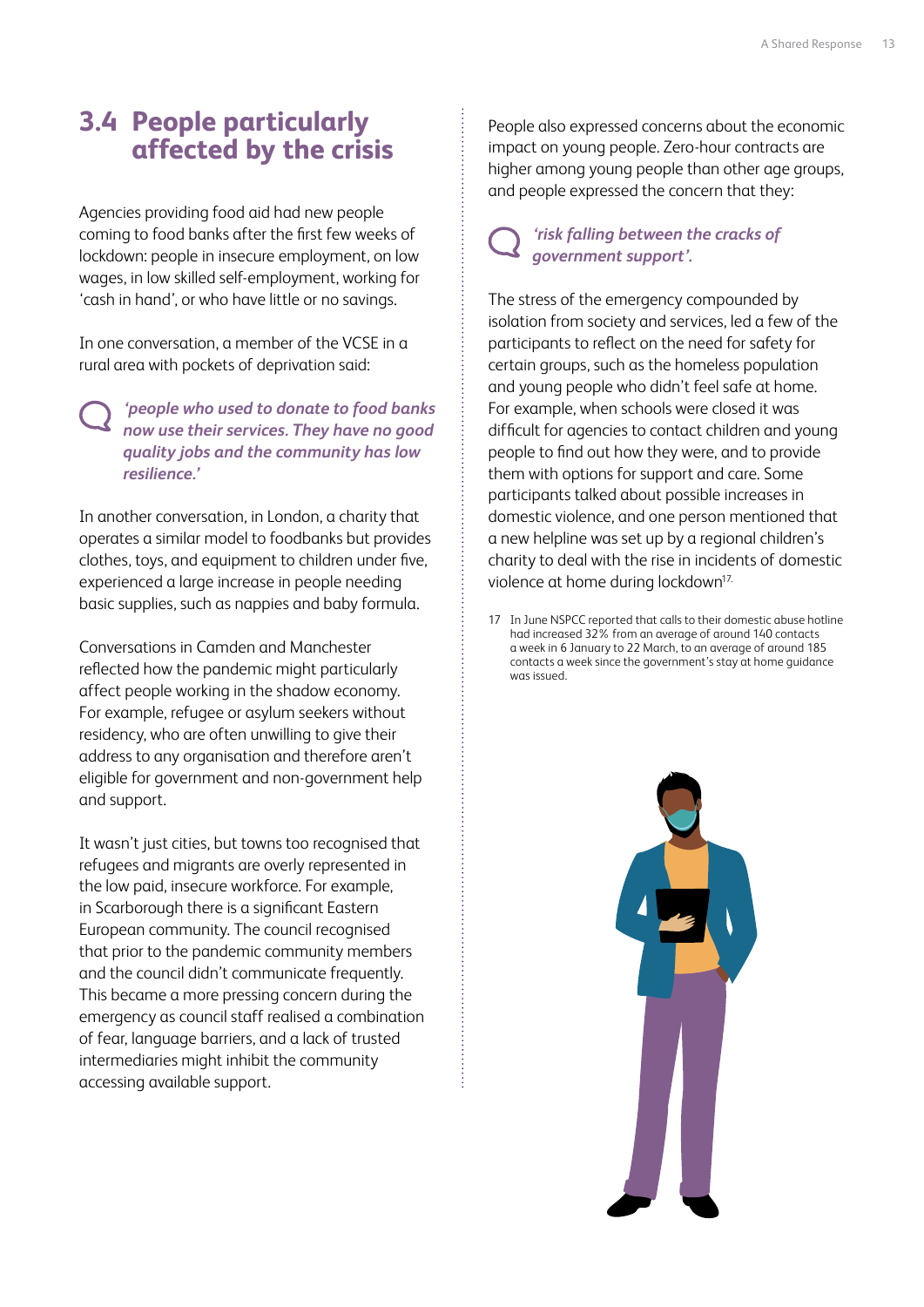## 3.4 People particularly affected by the crisis

Agencies providing food aid had new people coming to food banks after the first few weeks of lockdown: people in insecure employment, on low wages, in low skilled self-employment, working for 'cash in hand', or who have little or no savings.

In one conversation, a member of the VCSE in a rural area with pockets of deprivation said:

> ***'people who used to donate to food banks now use their services. They have no good quality jobs and the community has low resilience.'***

In another conversation, in London, a charity that operates a similar model to foodbanks but provides clothes, toys, and equipment to children under five, experienced a large increase in people needing basic supplies, such as nappies and baby formula.

Conversations in Camden and Manchester reflected how the pandemic might particularly affect people working in the shadow economy. For example, refugee or asylum seekers without residency, who are often unwilling to give their address to any organisation and therefore aren't eligible for government and non-government help and support.

It wasn't just cities, but towns too recognised that refugees and migrants are overly represented in the low paid, insecure workforce. For example, in Scarborough there is a significant Eastern European community. The council recognised that prior to the pandemic community members and the council didn't communicate frequently. This became a more pressing concern during the emergency as council staff realised a combination of fear, language barriers, and a lack of trusted intermediaries might inhibit the community accessing available support.

People also expressed concerns about the economic impact on young people. Zero-hour contracts are higher among young people than other age groups, and people expressed the concern that they:

> ***'risk falling between the cracks of government support'.***

The stress of the emergency compounded by isolation from society and services, led a few of the participants to reflect on the need for safety for certain groups, such as the homeless population and young people who didn't feel safe at home. For example, when schools were closed it was difficult for agencies to contact children and young people to find out how they were, and to provide them with options for support and care. Some participants talked about possible increases in domestic violence, and one person mentioned that a new helpline was set up by a regional children's charity to deal with the rise in incidents of domestic violence at home during lockdown[17].

17 In June NSPCC reported that calls to their domestic abuse hotline had increased 32% from an average of around 140 contacts a week in 6 January to 22 March, to an average of around 185 contacts a week since the government's stay at home guidance was issued.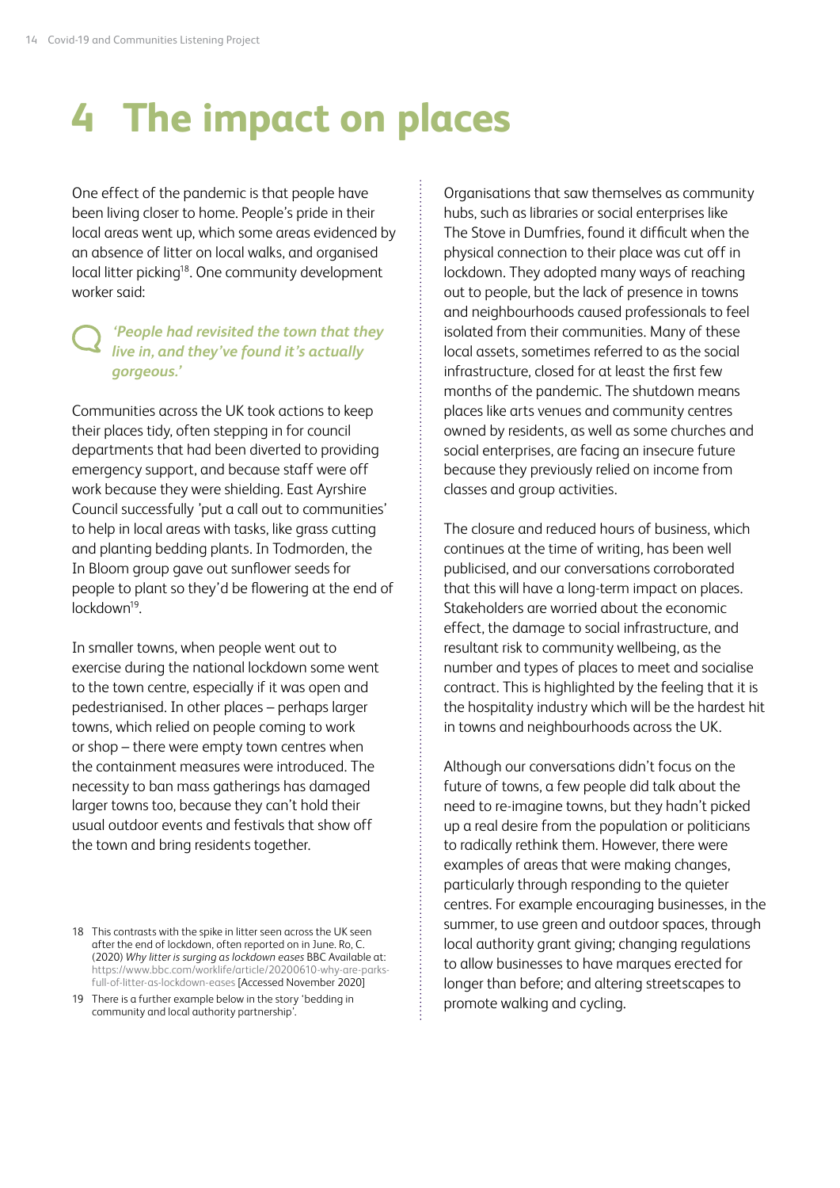# 4 The impact on places

One effect of the pandemic is that people have been living closer to home. People's pride in their local areas went up, which some areas evidenced by an absence of litter on local walks, and organised local litter picking[18]. One community development worker said:

> *'People had revisited the town that they live in, and they've found it's actually gorgeous.'*

Communities across the UK took actions to keep their places tidy, often stepping in for council departments that had been diverted to providing emergency support, and because staff were off work because they were shielding. East Ayrshire Council successfully 'put a call out to communities' to help in local areas with tasks, like grass cutting and planting bedding plants. In Todmorden, the In Bloom group gave out sunflower seeds for people to plant so they'd be flowering at the end of lockdown[19].

In smaller towns, when people went out to exercise during the national lockdown some went to the town centre, especially if it was open and pedestrianised. In other places – perhaps larger towns, which relied on people coming to work or shop – there were empty town centres when the containment measures were introduced. The necessity to ban mass gatherings has damaged larger towns too, because they can't hold their usual outdoor events and festivals that show off the town and bring residents together.

Organisations that saw themselves as community hubs, such as libraries or social enterprises like The Stove in Dumfries, found it difficult when the physical connection to their place was cut off in lockdown. They adopted many ways of reaching out to people, but the lack of presence in towns and neighbourhoods caused professionals to feel isolated from their communities. Many of these local assets, sometimes referred to as the social infrastructure, closed for at least the first few months of the pandemic. The shutdown means places like arts venues and community centres owned by residents, as well as some churches and social enterprises, are facing an insecure future because they previously relied on income from classes and group activities.

The closure and reduced hours of business, which continues at the time of writing, has been well publicised, and our conversations corroborated that this will have a long-term impact on places. Stakeholders are worried about the economic effect, the damage to social infrastructure, and resultant risk to community wellbeing, as the number and types of places to meet and socialise contract. This is highlighted by the feeling that it is the hospitality industry which will be the hardest hit in towns and neighbourhoods across the UK.

Although our conversations didn't focus on the future of towns, a few people did talk about the need to re-imagine towns, but they hadn't picked up a real desire from the population or politicians to radically rethink them. However, there were examples of areas that were making changes, particularly through responding to the quieter centres. For example encouraging businesses, in the summer, to use green and outdoor spaces, through local authority grant giving; changing regulations to allow businesses to have marques erected for longer than before; and altering streetscapes to promote walking and cycling.

18 This contrasts with the spike in litter seen across the UK seen after the end of lockdown, often reported on in June. Ro, C. (2020) *Why litter is surging as lockdown eases* BBC Available at: https://www.bbc.com/worklife/article/20200610-why-are-parks-full-of-litter-as-lockdown-eases [Accessed November 2020]

19 There is a further example below in the story 'bedding in community and local authority partnership'.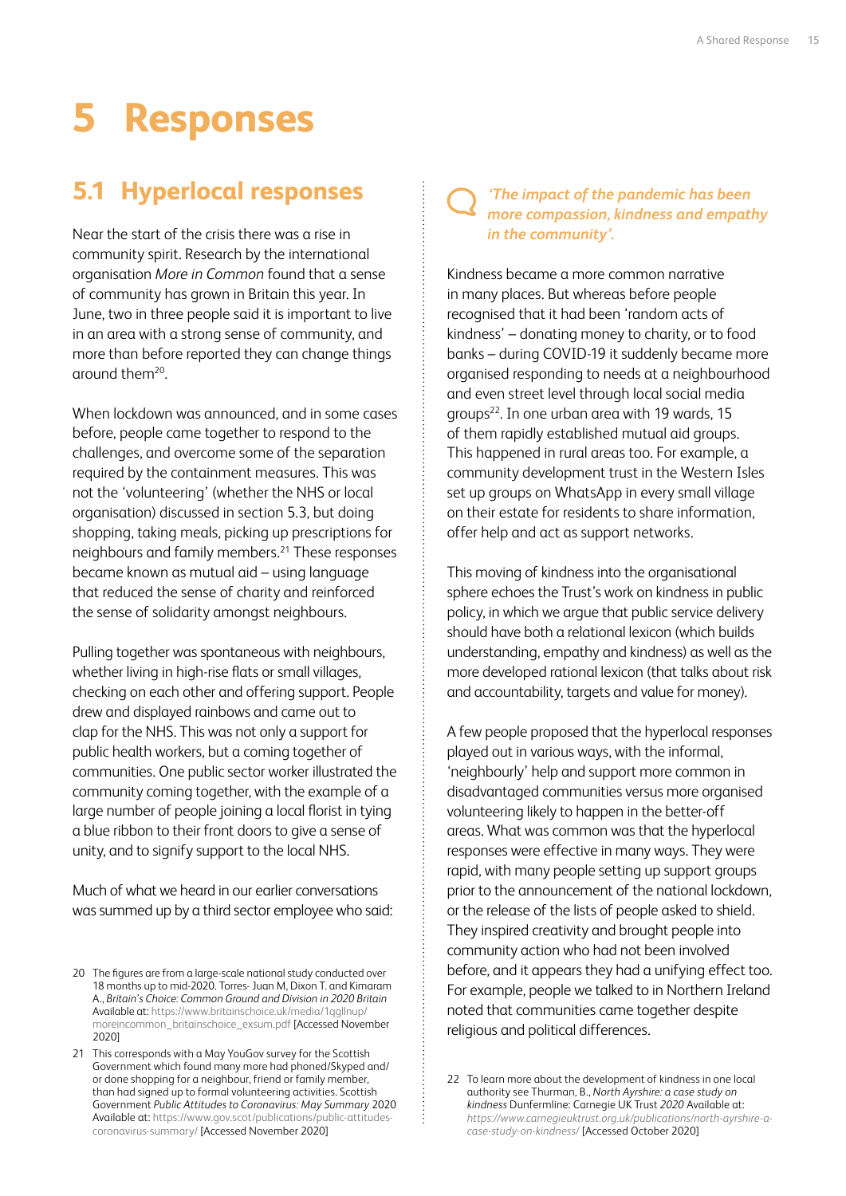# 5 Responses

## 5.1 Hyperlocal responses

Near the start of the crisis there was a rise in community spirit. Research by the international organisation *More in Common* found that a sense of community has grown in Britain this year. In June, two in three people said it is important to live in an area with a strong sense of community, and more than before reported they can change things around them[20].

When lockdown was announced, and in some cases before, people came together to respond to the challenges, and overcome some of the separation required by the containment measures. This was not the 'volunteering' (whether the NHS or local organisation) discussed in section 5.3, but doing shopping, taking meals, picking up prescriptions for neighbours and family members.[21] These responses became known as mutual aid – using language that reduced the sense of charity and reinforced the sense of solidarity amongst neighbours.

Pulling together was spontaneous with neighbours, whether living in high-rise flats or small villages, checking on each other and offering support. People drew and displayed rainbows and came out to clap for the NHS. This was not only a support for public health workers, but a coming together of communities. One public sector worker illustrated the community coming together, with the example of a large number of people joining a local florist in tying a blue ribbon to their front doors to give a sense of unity, and to signify support to the local NHS.

Much of what we heard in our earlier conversations was summed up by a third sector employee who said:

> ***'The impact of the pandemic has been more compassion, kindness and empathy in the community'.***

Kindness became a more common narrative in many places. But whereas before people recognised that it had been 'random acts of kindness' – donating money to charity, or to food banks – during COVID-19 it suddenly became more organised responding to needs at a neighbourhood and even street level through local social media groups[22]. In one urban area with 19 wards, 15 of them rapidly established mutual aid groups. This happened in rural areas too. For example, a community development trust in the Western Isles set up groups on WhatsApp in every small village on their estate for residents to share information, offer help and act as support networks.

This moving of kindness into the organisational sphere echoes the Trust's work on kindness in public policy, in which we argue that public service delivery should have both a relational lexicon (which builds understanding, empathy and kindness) as well as the more developed rational lexicon (that talks about risk and accountability, targets and value for money).

A few people proposed that the hyperlocal responses played out in various ways, with the informal, 'neighbourly' help and support more common in disadvantaged communities versus more organised volunteering likely to happen in the better-off areas. What was common was that the hyperlocal responses were effective in many ways. They were rapid, with many people setting up support groups prior to the announcement of the national lockdown, or the release of the lists of people asked to shield. They inspired creativity and brought people into community action who had not been involved before, and it appears they had a unifying effect too. For example, people we talked to in Northern Ireland noted that communities came together despite religious and political differences.

---

20 The figures are from a large-scale national study conducted over 18 months up to mid-2020. Torres- Juan M, Dixon T. and Kimaram A., *Britain's Choice: Common Ground and Division in 2020 Britain* Available at: https://www.britainschoice.uk/media/1qgllnup/moreincommon_britainschoice_exsum.pdf [Accessed November 2020]

21 This corresponds with a May YouGov survey for the Scottish Government which found many more had phoned/Skyped and/or done shopping for a neighbour, friend or family member, than had signed up to formal volunteering activities. Scottish Government *Public Attitudes to Coronavirus: May Summary* 2020 Available at: https://www.gov.scot/publications/public-attitudes-coronavirus-summary/ [Accessed November 2020]

22 To learn more about the development of kindness in one local authority see Thurman, B., *North Ayrshire: a case study on kindness* Dunfermline: Carnegie UK Trust *2020* Available at: *https://www.carnegieuktrust.org.uk/publications/north-ayrshire-a-case-study-on-kindness/* [Accessed October 2020]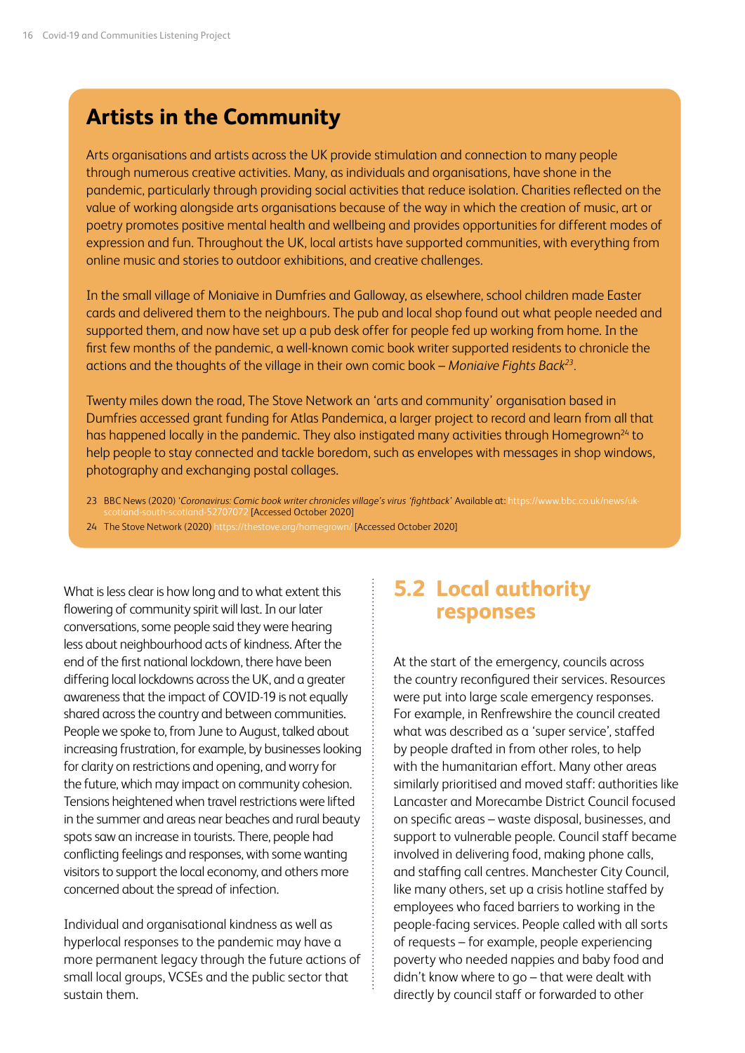## Artists in the Community

Arts organisations and artists across the UK provide stimulation and connection to many people through numerous creative activities. Many, as individuals and organisations, have shone in the pandemic, particularly through providing social activities that reduce isolation. Charities reflected on the value of working alongside arts organisations because of the way in which the creation of music, art or poetry promotes positive mental health and wellbeing and provides opportunities for different modes of expression and fun. Throughout the UK, local artists have supported communities, with everything from online music and stories to outdoor exhibitions, and creative challenges.

In the small village of Moniaive in Dumfries and Galloway, as elsewhere, school children made Easter cards and delivered them to the neighbours. The pub and local shop found out what people needed and supported them, and now have set up a pub desk offer for people fed up working from home. In the first few months of the pandemic, a well-known comic book writer supported residents to chronicle the actions and the thoughts of the village in their own comic book – *Moniaive Fights Back*[23].

Twenty miles down the road, The Stove Network an 'arts and community' organisation based in Dumfries accessed grant funding for Atlas Pandemica, a larger project to record and learn from all that has happened locally in the pandemic. They also instigated many activities through Homegrown[24] to help people to stay connected and tackle boredom, such as envelopes with messages in shop windows, photography and exchanging postal collages.

23 BBC News (2020) '*Coronavirus: Comic book writer chronicles village's virus 'fightback'* Available at: https://www.bbc.co.uk/news/uk-scotland-south-scotland-52707072 [Accessed October 2020]

24 The Stove Network (2020) https://thestove.org/homegrown/ [Accessed October 2020]

What is less clear is how long and to what extent this flowering of community spirit will last. In our later conversations, some people said they were hearing less about neighbourhood acts of kindness. After the end of the first national lockdown, there have been differing local lockdowns across the UK, and a greater awareness that the impact of COVID-19 is not equally shared across the country and between communities. People we spoke to, from June to August, talked about increasing frustration, for example, by businesses looking for clarity on restrictions and opening, and worry for the future, which may impact on community cohesion. Tensions heightened when travel restrictions were lifted in the summer and areas near beaches and rural beauty spots saw an increase in tourists. There, people had conflicting feelings and responses, with some wanting visitors to support the local economy, and others more concerned about the spread of infection.

Individual and organisational kindness as well as hyperlocal responses to the pandemic may have a more permanent legacy through the future actions of small local groups, VCSEs and the public sector that sustain them.

## 5.2 Local authority responses

At the start of the emergency, councils across the country reconfigured their services. Resources were put into large scale emergency responses. For example, in Renfrewshire the council created what was described as a 'super service', staffed by people drafted in from other roles, to help with the humanitarian effort. Many other areas similarly prioritised and moved staff: authorities like Lancaster and Morecambe District Council focused on specific areas – waste disposal, businesses, and support to vulnerable people. Council staff became involved in delivering food, making phone calls, and staffing call centres. Manchester City Council, like many others, set up a crisis hotline staffed by employees who faced barriers to working in the people-facing services. People called with all sorts of requests – for example, people experiencing poverty who needed nappies and baby food and didn't know where to go – that were dealt with directly by council staff or forwarded to other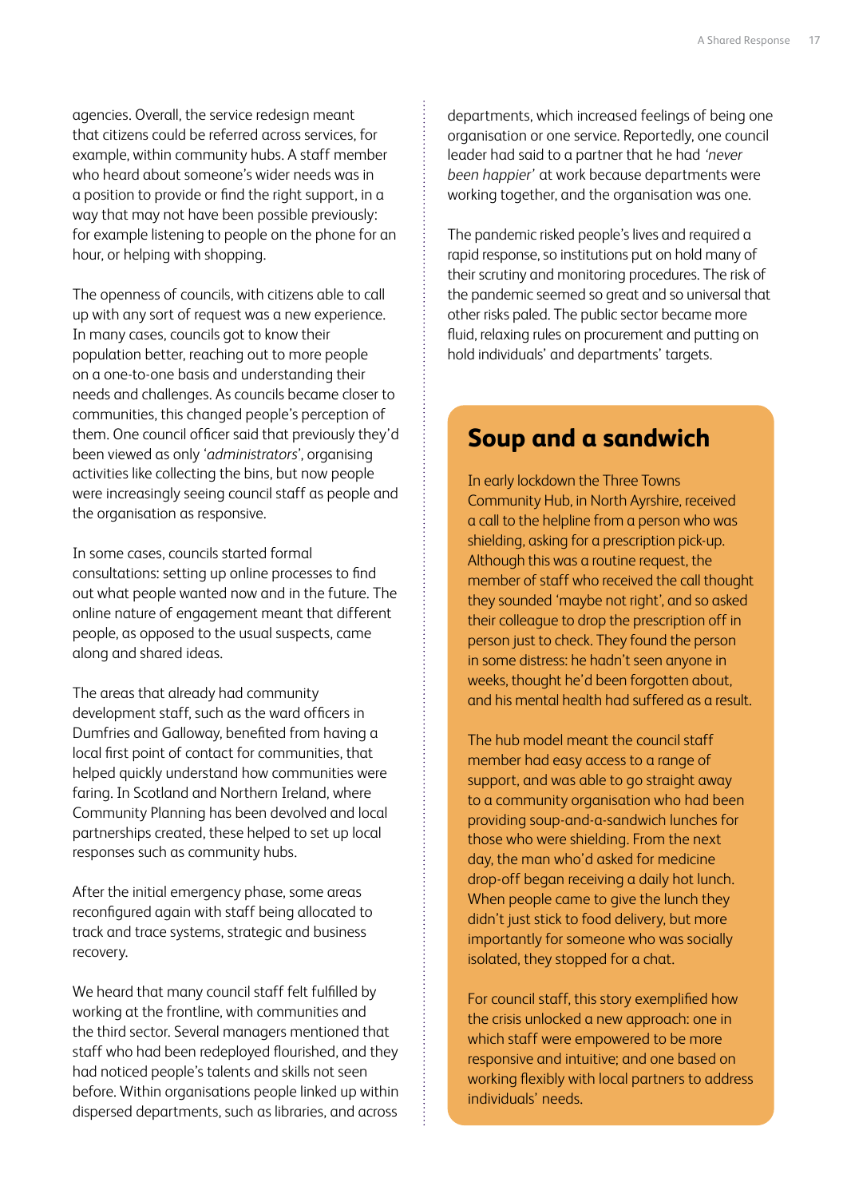agencies. Overall, the service redesign meant that citizens could be referred across services, for example, within community hubs. A staff member who heard about someone's wider needs was in a position to provide or find the right support, in a way that may not have been possible previously: for example listening to people on the phone for an hour, or helping with shopping.

The openness of councils, with citizens able to call up with any sort of request was a new experience. In many cases, councils got to know their population better, reaching out to more people on a one-to-one basis and understanding their needs and challenges. As councils became closer to communities, this changed people's perception of them. One council officer said that previously they'd been viewed as only '*administrators*', organising activities like collecting the bins, but now people were increasingly seeing council staff as people and the organisation as responsive.

In some cases, councils started formal consultations: setting up online processes to find out what people wanted now and in the future. The online nature of engagement meant that different people, as opposed to the usual suspects, came along and shared ideas.

The areas that already had community development staff, such as the ward officers in Dumfries and Galloway, benefited from having a local first point of contact for communities, that helped quickly understand how communities were faring. In Scotland and Northern Ireland, where Community Planning has been devolved and local partnerships created, these helped to set up local responses such as community hubs.

After the initial emergency phase, some areas reconfigured again with staff being allocated to track and trace systems, strategic and business recovery.

We heard that many council staff felt fulfilled by working at the frontline, with communities and the third sector. Several managers mentioned that staff who had been redeployed flourished, and they had noticed people's talents and skills not seen before. Within organisations people linked up within dispersed departments, such as libraries, and across departments, which increased feelings of being one organisation or one service. Reportedly, one council leader had said to a partner that he had *'never been happier'* at work because departments were working together, and the organisation was one.

The pandemic risked people's lives and required a rapid response, so institutions put on hold many of their scrutiny and monitoring procedures. The risk of the pandemic seemed so great and so universal that other risks paled. The public sector became more fluid, relaxing rules on procurement and putting on hold individuals' and departments' targets.

## Soup and a sandwich

In early lockdown the Three Towns Community Hub, in North Ayrshire, received a call to the helpline from a person who was shielding, asking for a prescription pick-up. Although this was a routine request, the member of staff who received the call thought they sounded 'maybe not right', and so asked their colleague to drop the prescription off in person just to check. They found the person in some distress: he hadn't seen anyone in weeks, thought he'd been forgotten about, and his mental health had suffered as a result.

The hub model meant the council staff member had easy access to a range of support, and was able to go straight away to a community organisation who had been providing soup-and-a-sandwich lunches for those who were shielding. From the next day, the man who'd asked for medicine drop-off began receiving a daily hot lunch. When people came to give the lunch they didn't just stick to food delivery, but more importantly for someone who was socially isolated, they stopped for a chat.

For council staff, this story exemplified how the crisis unlocked a new approach: one in which staff were empowered to be more responsive and intuitive; and one based on working flexibly with local partners to address individuals' needs.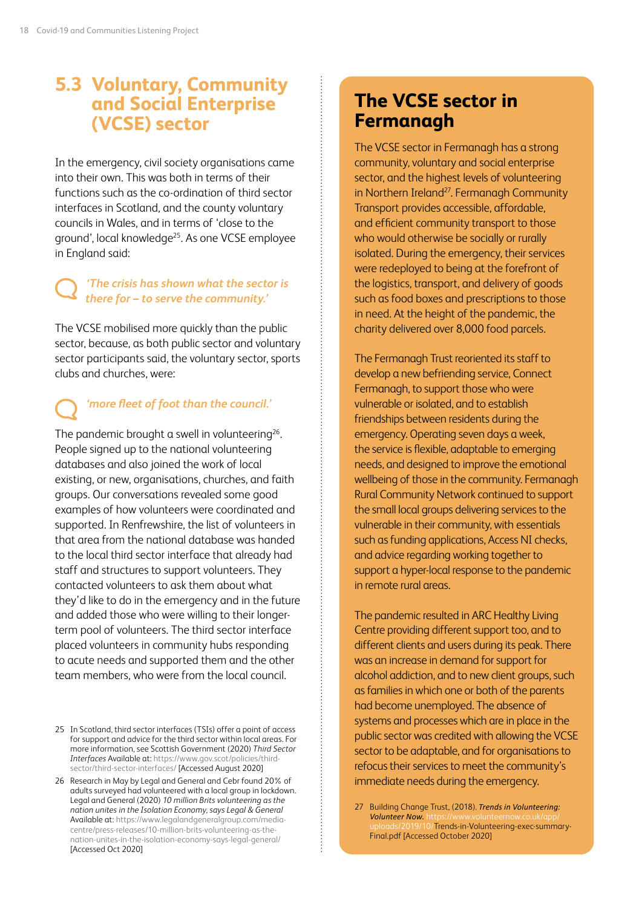## 5.3 Voluntary, Community and Social Enterprise (VCSE) sector

In the emergency, civil society organisations came into their own. This was both in terms of their functions such as the co-ordination of third sector interfaces in Scotland, and the county voluntary councils in Wales, and in terms of 'close to the ground', local knowledge[25]. As one VCSE employee in England said:

> *'The crisis has shown what the sector is there for – to serve the community.'*

The VCSE mobilised more quickly than the public sector, because, as both public sector and voluntary sector participants said, the voluntary sector, sports clubs and churches, were:

> *'more fleet of foot than the council.'*

The pandemic brought a swell in volunteering[26]. People signed up to the national volunteering databases and also joined the work of local existing, or new, organisations, churches, and faith groups. Our conversations revealed some good examples of how volunteers were coordinated and supported. In Renfrewshire, the list of volunteers in that area from the national database was handed to the local third sector interface that already had staff and structures to support volunteers. They contacted volunteers to ask them about what they'd like to do in the emergency and in the future and added those who were willing to their longer-term pool of volunteers. The third sector interface placed volunteers in community hubs responding to acute needs and supported them and the other team members, who were from the local council.

25 In Scotland, third sector interfaces (TSIs) offer a point of access for support and advice for the third sector within local areas. For more information, see Scottish Government (2020) *Third Sector Interfaces* Available at: https://www.gov.scot/policies/third-sector/third-sector-interfaces/ [Accessed August 2020]

26 Research in May by Legal and General and Cebr found 20% of adults surveyed had volunteered with a local group in lockdown. Legal and General (2020) *10 million Brits volunteering as the nation unites in the Isolation Economy, says Legal & General* Available at: https://www.legalandgeneralgroup.com/media-centre/press-releases/10-million-brits-volunteering-as-the-nation-unites-in-the-isolation-economy-says-legal-general/ [Accessed Oct 2020]

## The VCSE sector in Fermanagh

The VCSE sector in Fermanagh has a strong community, voluntary and social enterprise sector, and the highest levels of volunteering in Northern Ireland[27]. Fermanagh Community Transport provides accessible, affordable, and efficient community transport to those who would otherwise be socially or rurally isolated. During the emergency, their services were redeployed to being at the forefront of the logistics, transport, and delivery of goods such as food boxes and prescriptions to those in need. At the height of the pandemic, the charity delivered over 8,000 food parcels.

The Fermanagh Trust reoriented its staff to develop a new befriending service, Connect Fermanagh, to support those who were vulnerable or isolated, and to establish friendships between residents during the emergency. Operating seven days a week, the service is flexible, adaptable to emerging needs, and designed to improve the emotional wellbeing of those in the community. Fermanagh Rural Community Network continued to support the small local groups delivering services to the vulnerable in their community, with essentials such as funding applications, Access NI checks, and advice regarding working together to support a hyper-local response to the pandemic in remote rural areas.

The pandemic resulted in ARC Healthy Living Centre providing different support too, and to different clients and users during its peak. There was an increase in demand for support for alcohol addiction, and to new client groups, such as families in which one or both of the parents had become unemployed. The absence of systems and processes which are in place in the public sector was credited with allowing the VCSE sector to be adaptable, and for organisations to refocus their services to meet the community's immediate needs during the emergency.

27 Building Change Trust, (2018). ***Trends in Volunteering: Volunteer Now.*** https://www.volunteernow.co.uk/app/uploads/2019/10/Trends-in-Volunteering-exec-summary-Final.pdf [Accessed October 2020]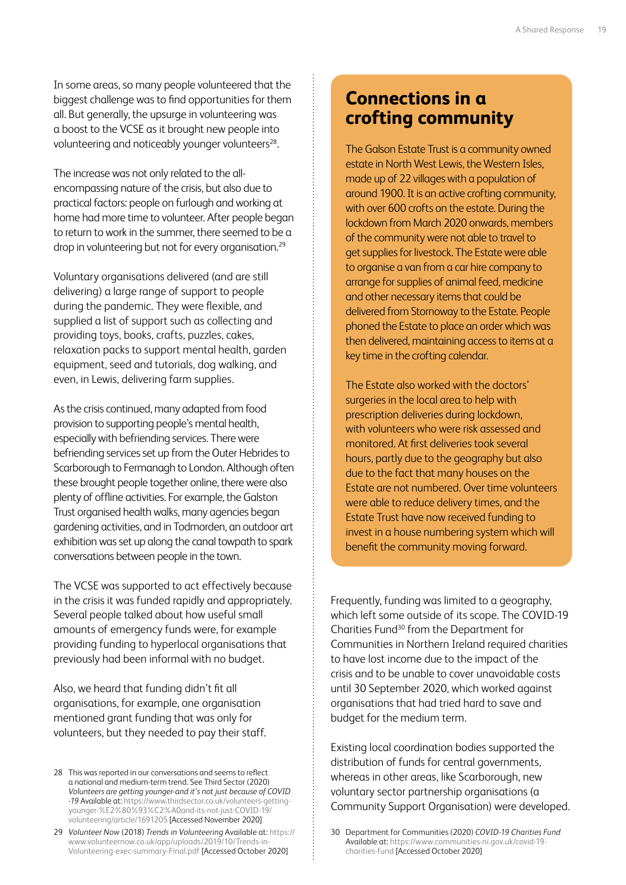In some areas, so many people volunteered that the biggest challenge was to find opportunities for them all. But generally, the upsurge in volunteering was a boost to the VCSE as it brought new people into volunteering and noticeably younger volunteers[28].

The increase was not only related to the all-encompassing nature of the crisis, but also due to practical factors: people on furlough and working at home had more time to volunteer. After people began to return to work in the summer, there seemed to be a drop in volunteering but not for every organisation.[29]

Voluntary organisations delivered (and are still delivering) a large range of support to people during the pandemic. They were flexible, and supplied a list of support such as collecting and providing toys, books, crafts, puzzles, cakes, relaxation packs to support mental health, garden equipment, seed and tutorials, dog walking, and even, in Lewis, delivering farm supplies.

As the crisis continued, many adapted from food provision to supporting people's mental health, especially with befriending services. There were befriending services set up from the Outer Hebrides to Scarborough to Fermanagh to London. Although often these brought people together online, there were also plenty of offline activities. For example, the Galston Trust organised health walks, many agencies began gardening activities, and in Todmorden, an outdoor art exhibition was set up along the canal towpath to spark conversations between people in the town.

The VCSE was supported to act effectively because in the crisis it was funded rapidly and appropriately. Several people talked about how useful small amounts of emergency funds were, for example providing funding to hyperlocal organisations that previously had been informal with no budget.

Also, we heard that funding didn't fit all organisations, for example, one organisation mentioned grant funding that was only for volunteers, but they needed to pay their staff.

## Connections in a crofting community

The Galson Estate Trust is a community owned estate in North West Lewis, the Western Isles, made up of 22 villages with a population of around 1900. It is an active crofting community, with over 600 crofts on the estate. During the lockdown from March 2020 onwards, members of the community were not able to travel to get supplies for livestock. The Estate were able to organise a van from a car hire company to arrange for supplies of animal feed, medicine and other necessary items that could be delivered from Stornoway to the Estate. People phoned the Estate to place an order which was then delivered, maintaining access to items at a key time in the crofting calendar.

The Estate also worked with the doctors' surgeries in the local area to help with prescription deliveries during lockdown, with volunteers who were risk assessed and monitored. At first deliveries took several hours, partly due to the geography but also due to the fact that many houses on the Estate are not numbered. Over time volunteers were able to reduce delivery times, and the Estate Trust have now received funding to invest in a house numbering system which will benefit the community moving forward.

Frequently, funding was limited to a geography, which left some outside of its scope. The COVID-19 Charities Fund[30] from the Department for Communities in Northern Ireland required charities to have lost income due to the impact of the crisis and to be unable to cover unavoidable costs until 30 September 2020, which worked against organisations that had tried hard to save and budget for the medium term.

Existing local coordination bodies supported the distribution of funds for central governments, whereas in other areas, like Scarborough, new voluntary sector partnership organisations (a Community Support Organisation) were developed.

---

28 This was reported in our conversations and seems to reflect a national and medium-term trend. See Third Sector (2020) *Volunteers are getting younger-and it's not just because of COVID -19* Available at: https://www.thirdsector.co.uk/volunteers-getting-younger-%E2%80%93%C2%A0and-its-not-just-COVID-19/volunteering/article/1691205 [Accessed November 2020]

29 *Volunteer Now* (2018) *Trends in Volunteering* Available at: https://www.volunteernow.co.uk/app/uploads/2019/10/Trends-in-Volunteering-exec-summary-Final.pdf [Accessed October 2020]

30 Department for Communities (2020) *COVID-19 Charities Fund* Available at: https://www.communities-ni.gov.uk/covid-19-charities-fund [Accessed October 2020]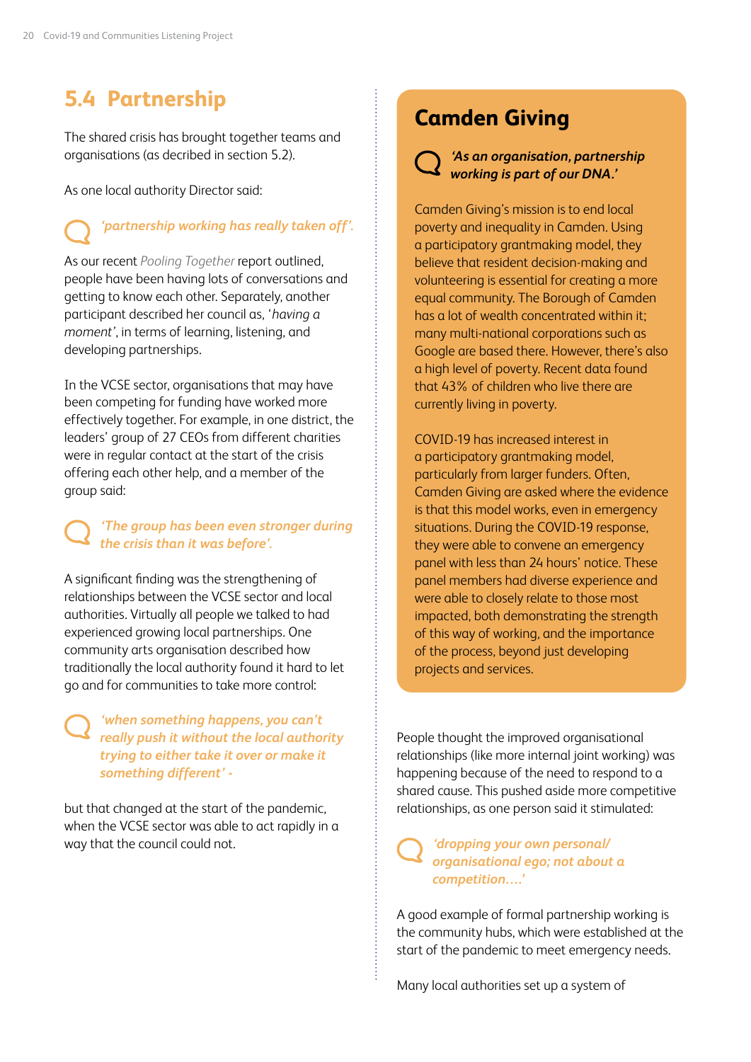## 5.4 Partnership

The shared crisis has brought together teams and organisations (as decribed in section 5.2).

As one local authority Director said:

> ***'partnership working has really taken off'.***

As our recent *Pooling Together* report outlined, people have been having lots of conversations and getting to know each other. Separately, another participant described her council as, '*having a moment*', in terms of learning, listening, and developing partnerships.

In the VCSE sector, organisations that may have been competing for funding have worked more effectively together. For example, in one district, the leaders' group of 27 CEOs from different charities were in regular contact at the start of the crisis offering each other help, and a member of the group said:

> ***'The group has been even stronger during the crisis than it was before'.***

A significant finding was the strengthening of relationships between the VCSE sector and local authorities. Virtually all people we talked to had experienced growing local partnerships. One community arts organisation described how traditionally the local authority found it hard to let go and for communities to take more control:

> ***'when something happens, you can't really push it without the local authority trying to either take it over or make it something different' -***

but that changed at the start of the pandemic, when the VCSE sector was able to act rapidly in a way that the council could not.

### Camden Giving

> ***'As an organisation, partnership working is part of our DNA.'***

Camden Giving's mission is to end local poverty and inequality in Camden. Using a participatory grantmaking model, they believe that resident decision-making and volunteering is essential for creating a more equal community. The Borough of Camden has a lot of wealth concentrated within it; many multi-national corporations such as Google are based there. However, there's also a high level of poverty. Recent data found that 43% of children who live there are currently living in poverty.

COVID-19 has increased interest in a participatory grantmaking model, particularly from larger funders. Often, Camden Giving are asked where the evidence is that this model works, even in emergency situations. During the COVID-19 response, they were able to convene an emergency panel with less than 24 hours' notice. These panel members had diverse experience and were able to closely relate to those most impacted, both demonstrating the strength of this way of working, and the importance of the process, beyond just developing projects and services.

People thought the improved organisational relationships (like more internal joint working) was happening because of the need to respond to a shared cause. This pushed aside more competitive relationships, as one person said it stimulated:

> ***'dropping your own personal/ organisational ego; not about a competition….'***

A good example of formal partnership working is the community hubs, which were established at the start of the pandemic to meet emergency needs.

Many local authorities set up a system of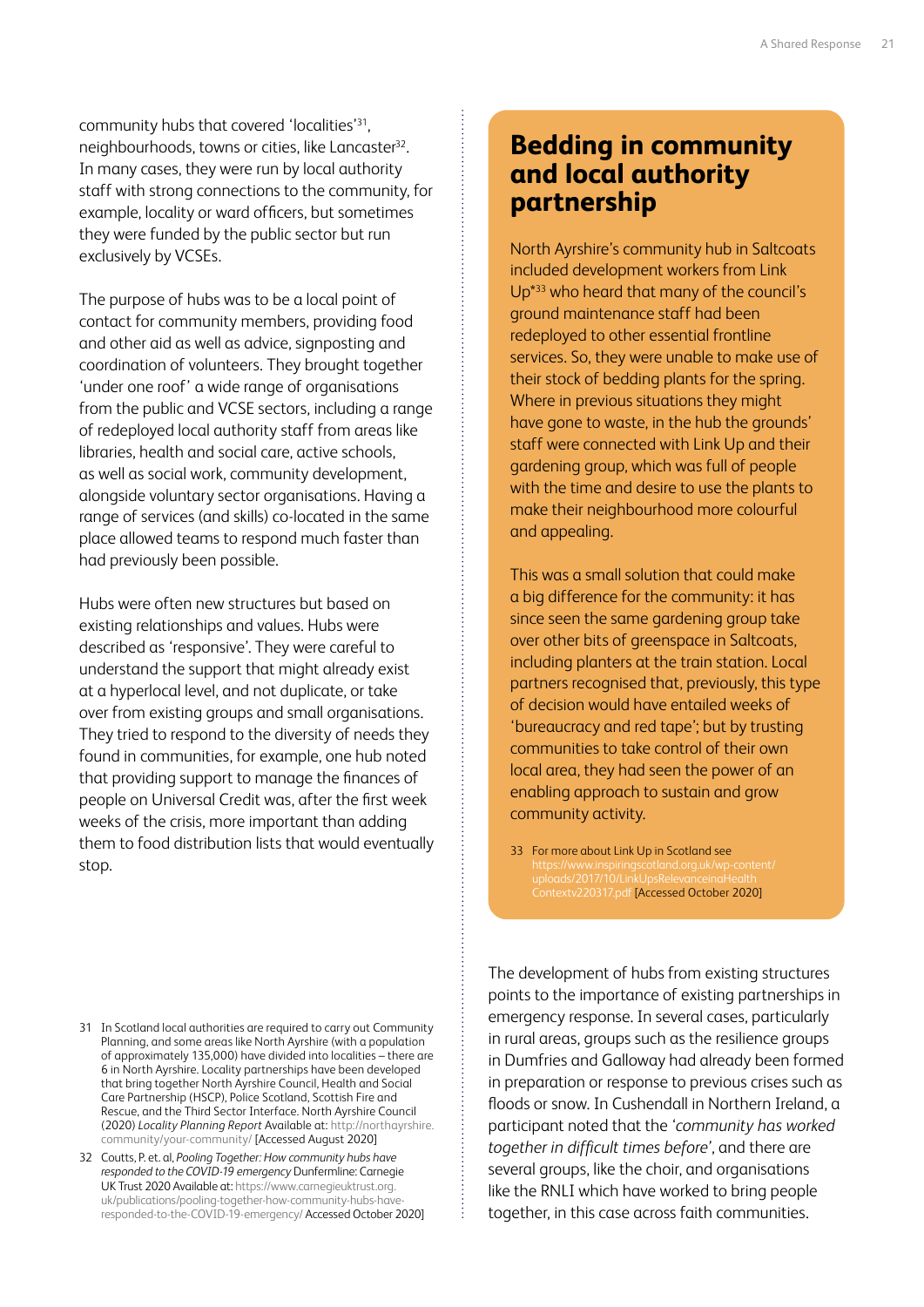community hubs that covered 'localities'[31], neighbourhoods, towns or cities, like Lancaster[32]. In many cases, they were run by local authority staff with strong connections to the community, for example, locality or ward officers, but sometimes they were funded by the public sector but run exclusively by VCSEs.

The purpose of hubs was to be a local point of contact for community members, providing food and other aid as well as advice, signposting and coordination of volunteers. They brought together 'under one roof' a wide range of organisations from the public and VCSE sectors, including a range of redeployed local authority staff from areas like libraries, health and social care, active schools, as well as social work, community development, alongside voluntary sector organisations. Having a range of services (and skills) co-located in the same place allowed teams to respond much faster than had previously been possible.

Hubs were often new structures but based on existing relationships and values. Hubs were described as 'responsive'. They were careful to understand the support that might already exist at a hyperlocal level, and not duplicate, or take over from existing groups and small organisations. They tried to respond to the diversity of needs they found in communities, for example, one hub noted that providing support to manage the finances of people on Universal Credit was, after the first week weeks of the crisis, more important than adding them to food distribution lists that would eventually stop.

31 In Scotland local authorities are required to carry out Community Planning, and some areas like North Ayrshire (with a population of approximately 135,000) have divided into localities – there are 6 in North Ayrshire. Locality partnerships have been developed that bring together North Ayrshire Council, Health and Social Care Partnership (HSCP), Police Scotland, Scottish Fire and Rescue, and the Third Sector Interface. North Ayrshire Council (2020) *Locality Planning Report* Available at: http://northayrshire.community/your-community/ [Accessed August 2020]

32 Coutts, P. et. al, *Pooling Together: How community hubs have responded to the COVID-19 emergency* Dunfermline: Carnegie UK Trust 2020 Available at: https://www.carnegieuktrust.org.uk/publications/pooling-together-how-community-hubs-have-responded-to-the-COVID-19-emergency/ Accessed October 2020]

## Bedding in community and local authority partnership

North Ayrshire's community hub in Saltcoats included development workers from Link Up*[33] who heard that many of the council's ground maintenance staff had been redeployed to other essential frontline services. So, they were unable to make use of their stock of bedding plants for the spring. Where in previous situations they might have gone to waste, in the hub the grounds' staff were connected with Link Up and their gardening group, which was full of people with the time and desire to use the plants to make their neighbourhood more colourful and appealing.

This was a small solution that could make a big difference for the community: it has since seen the same gardening group take over other bits of greenspace in Saltcoats, including planters at the train station. Local partners recognised that, previously, this type of decision would have entailed weeks of 'bureaucracy and red tape'; but by trusting communities to take control of their own local area, they had seen the power of an enabling approach to sustain and grow community activity.

33 For more about Link Up in Scotland see https://www.inspiringscotland.org.uk/wp-content/uploads/2017/10/LinkUpsRelevanceinaHealthContextv220317.pdf [Accessed October 2020]

The development of hubs from existing structures points to the importance of existing partnerships in emergency response. In several cases, particularly in rural areas, groups such as the resilience groups in Dumfries and Galloway had already been formed in preparation or response to previous crises such as floods or snow. In Cushendall in Northern Ireland, a participant noted that the '*community has worked together in difficult times before*', and there are several groups, like the choir, and organisations like the RNLI which have worked to bring people together, in this case across faith communities.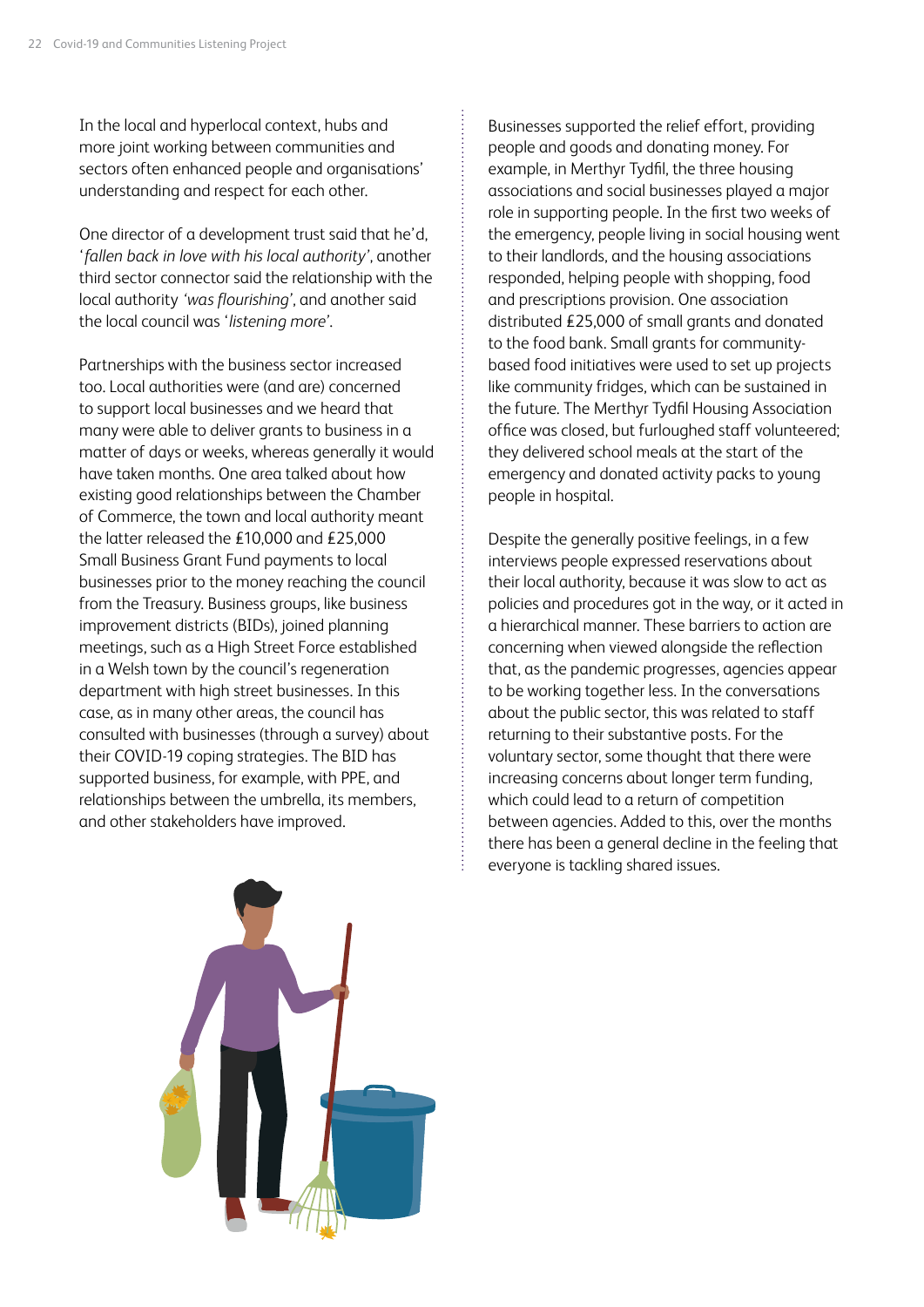In the local and hyperlocal context, hubs and more joint working between communities and sectors often enhanced people and organisations' understanding and respect for each other.

One director of a development trust said that he'd, '*fallen back in love with his local authority*', another third sector connector said the relationship with the local authority *'was flourishing'*, and another said the local council was '*listening more*'.

Partnerships with the business sector increased too. Local authorities were (and are) concerned to support local businesses and we heard that many were able to deliver grants to business in a matter of days or weeks, whereas generally it would have taken months. One area talked about how existing good relationships between the Chamber of Commerce, the town and local authority meant the latter released the £10,000 and £25,000 Small Business Grant Fund payments to local businesses prior to the money reaching the council from the Treasury. Business groups, like business improvement districts (BIDs), joined planning meetings, such as a High Street Force established in a Welsh town by the council's regeneration department with high street businesses. In this case, as in many other areas, the council has consulted with businesses (through a survey) about their COVID-19 coping strategies. The BID has supported business, for example, with PPE, and relationships between the umbrella, its members, and other stakeholders have improved.

Businesses supported the relief effort, providing people and goods and donating money. For example, in Merthyr Tydfil, the three housing associations and social businesses played a major role in supporting people. In the first two weeks of the emergency, people living in social housing went to their landlords, and the housing associations responded, helping people with shopping, food and prescriptions provision. One association distributed £25,000 of small grants and donated to the food bank. Small grants for community-based food initiatives were used to set up projects like community fridges, which can be sustained in the future. The Merthyr Tydfil Housing Association office was closed, but furloughed staff volunteered; they delivered school meals at the start of the emergency and donated activity packs to young people in hospital.

Despite the generally positive feelings, in a few interviews people expressed reservations about their local authority, because it was slow to act as policies and procedures got in the way, or it acted in a hierarchical manner. These barriers to action are concerning when viewed alongside the reflection that, as the pandemic progresses, agencies appear to be working together less. In the conversations about the public sector, this was related to staff returning to their substantive posts. For the voluntary sector, some thought that there were increasing concerns about longer term funding, which could lead to a return of competition between agencies. Added to this, over the months there has been a general decline in the feeling that everyone is tackling shared issues.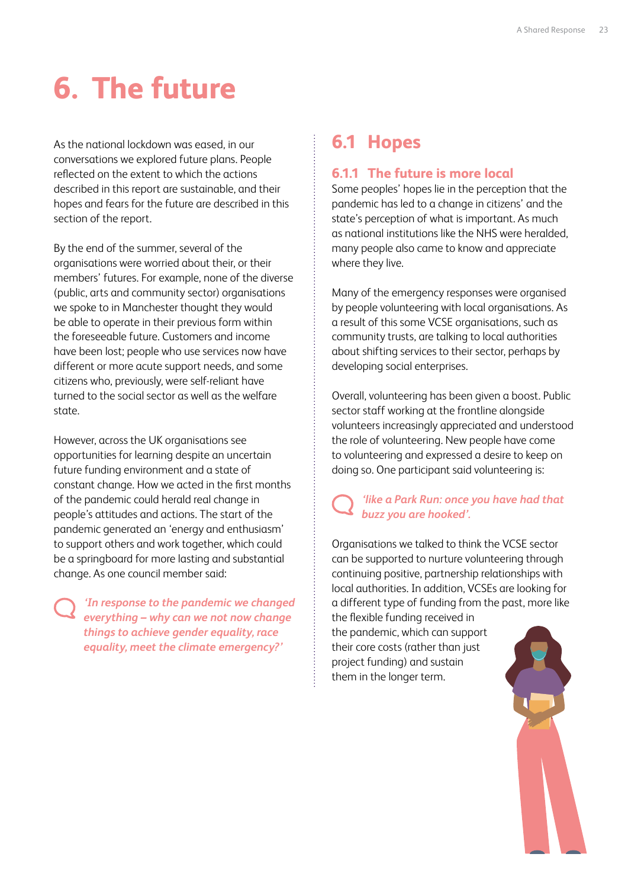# 6. The future

As the national lockdown was eased, in our conversations we explored future plans. People reflected on the extent to which the actions described in this report are sustainable, and their hopes and fears for the future are described in this section of the report.

By the end of the summer, several of the organisations were worried about their, or their members' futures. For example, none of the diverse (public, arts and community sector) organisations we spoke to in Manchester thought they would be able to operate in their previous form within the foreseeable future. Customers and income have been lost; people who use services now have different or more acute support needs, and some citizens who, previously, were self-reliant have turned to the social sector as well as the welfare state.

However, across the UK organisations see opportunities for learning despite an uncertain future funding environment and a state of constant change. How we acted in the first months of the pandemic could herald real change in people's attitudes and actions. The start of the pandemic generated an 'energy and enthusiasm' to support others and work together, which could be a springboard for more lasting and substantial change. As one council member said:

> ***'In response to the pandemic we changed everything – why can we not now change things to achieve gender equality, race equality, meet the climate emergency?'***

## 6.1 Hopes

### 6.1.1 The future is more local

Some peoples' hopes lie in the perception that the pandemic has led to a change in citizens' and the state's perception of what is important. As much as national institutions like the NHS were heralded, many people also came to know and appreciate where they live.

Many of the emergency responses were organised by people volunteering with local organisations. As a result of this some VCSE organisations, such as community trusts, are talking to local authorities about shifting services to their sector, perhaps by developing social enterprises.

Overall, volunteering has been given a boost. Public sector staff working at the frontline alongside volunteers increasingly appreciated and understood the role of volunteering. New people have come to volunteering and expressed a desire to keep on doing so. One participant said volunteering is:

> ***'like a Park Run: once you have had that buzz you are hooked'.***

Organisations we talked to think the VCSE sector can be supported to nurture volunteering through continuing positive, partnership relationships with local authorities. In addition, VCSEs are looking for a different type of funding from the past, more like the flexible funding received in the pandemic, which can support their core costs (rather than just project funding) and sustain them in the longer term.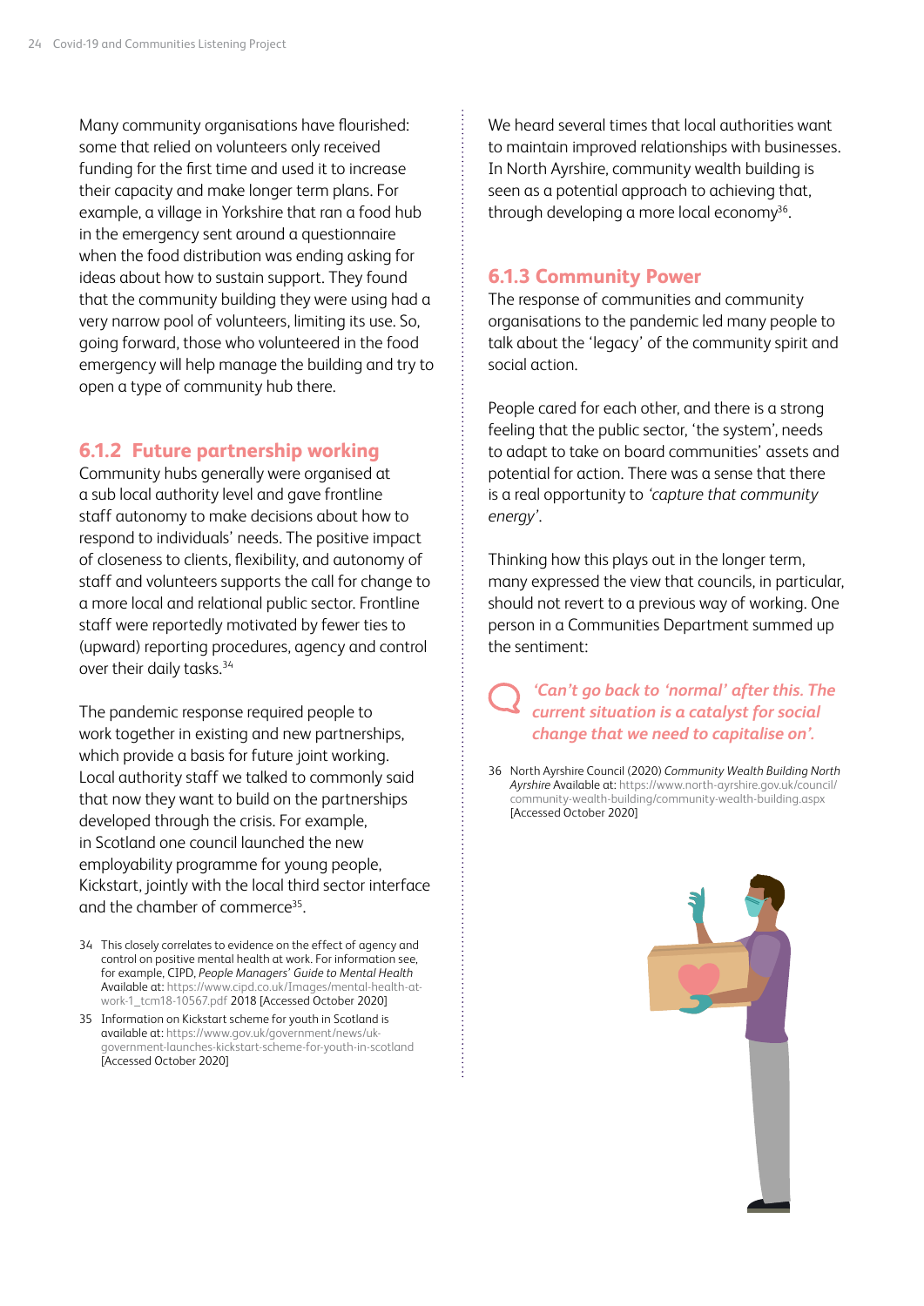Many community organisations have flourished: some that relied on volunteers only received funding for the first time and used it to increase their capacity and make longer term plans. For example, a village in Yorkshire that ran a food hub in the emergency sent around a questionnaire when the food distribution was ending asking for ideas about how to sustain support. They found that the community building they were using had a very narrow pool of volunteers, limiting its use. So, going forward, those who volunteered in the food emergency will help manage the building and try to open a type of community hub there.

### 6.1.2 Future partnership working

Community hubs generally were organised at a sub local authority level and gave frontline staff autonomy to make decisions about how to respond to individuals' needs. The positive impact of closeness to clients, flexibility, and autonomy of staff and volunteers supports the call for change to a more local and relational public sector. Frontline staff were reportedly motivated by fewer ties to (upward) reporting procedures, agency and control over their daily tasks.[34]

The pandemic response required people to work together in existing and new partnerships, which provide a basis for future joint working. Local authority staff we talked to commonly said that now they want to build on the partnerships developed through the crisis. For example, in Scotland one council launched the new employability programme for young people, Kickstart, jointly with the local third sector interface and the chamber of commerce[35].

We heard several times that local authorities want to maintain improved relationships with businesses. In North Ayrshire, community wealth building is seen as a potential approach to achieving that, through developing a more local economy[36].

### 6.1.3 Community Power

The response of communities and community organisations to the pandemic led many people to talk about the 'legacy' of the community spirit and social action.

People cared for each other, and there is a strong feeling that the public sector, 'the system', needs to adapt to take on board communities' assets and potential for action. There was a sense that there is a real opportunity to *'capture that community energy'*.

Thinking how this plays out in the longer term, many expressed the view that councils, in particular, should not revert to a previous way of working. One person in a Communities Department summed up the sentiment:

> ***'Can't go back to 'normal' after this. The current situation is a catalyst for social change that we need to capitalise on'.***

34 This closely correlates to evidence on the effect of agency and control on positive mental health at work. For information see, for example, CIPD, *People Managers' Guide to Mental Health* Available at: https://www.cipd.co.uk/Images/mental-health-at-work-1_tcm18-10567.pdf 2018 [Accessed October 2020]

35 Information on Kickstart scheme for youth in Scotland is available at: https://www.gov.uk/government/news/uk-government-launches-kickstart-scheme-for-youth-in-scotland [Accessed October 2020]

36 North Ayrshire Council (2020) *Community Wealth Building North Ayrshire* Available at: https://www.north-ayrshire.gov.uk/council/community-wealth-building/community-wealth-building.aspx [Accessed October 2020]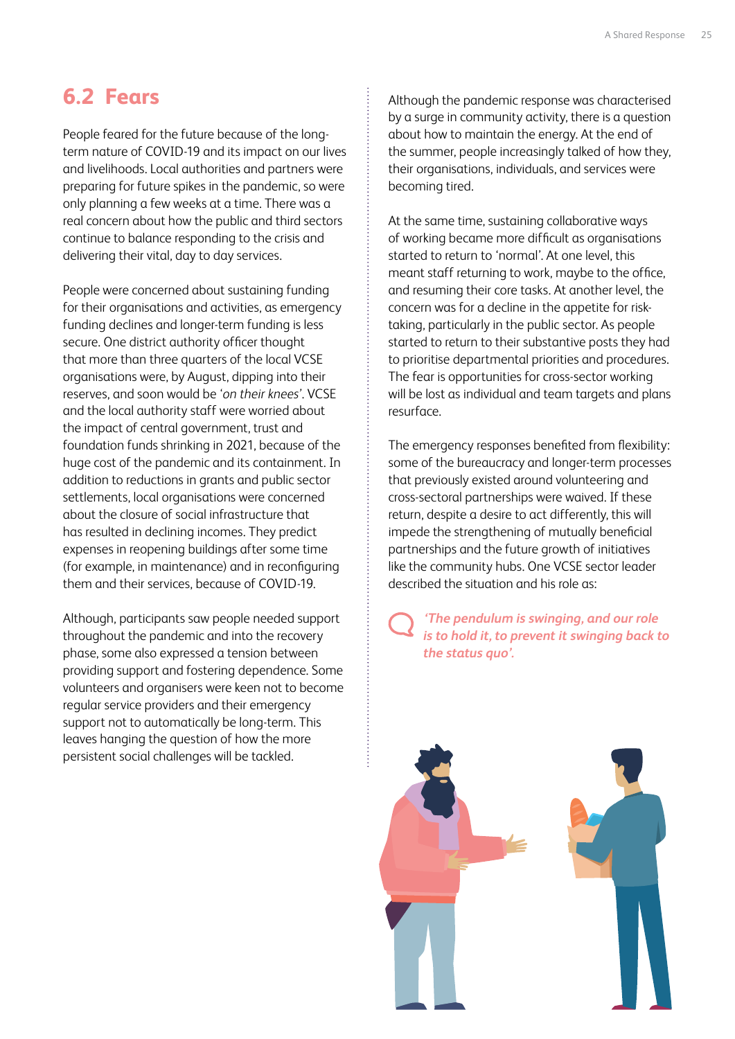## 6.2 Fears

People feared for the future because of the long-term nature of COVID-19 and its impact on our lives and livelihoods. Local authorities and partners were preparing for future spikes in the pandemic, so were only planning a few weeks at a time. There was a real concern about how the public and third sectors continue to balance responding to the crisis and delivering their vital, day to day services.

People were concerned about sustaining funding for their organisations and activities, as emergency funding declines and longer-term funding is less secure. One district authority officer thought that more than three quarters of the local VCSE organisations were, by August, dipping into their reserves, and soon would be '*on their knees*'. VCSE and the local authority staff were worried about the impact of central government, trust and foundation funds shrinking in 2021, because of the huge cost of the pandemic and its containment. In addition to reductions in grants and public sector settlements, local organisations were concerned about the closure of social infrastructure that has resulted in declining incomes. They predict expenses in reopening buildings after some time (for example, in maintenance) and in reconfiguring them and their services, because of COVID-19.

Although, participants saw people needed support throughout the pandemic and into the recovery phase, some also expressed a tension between providing support and fostering dependence. Some volunteers and organisers were keen not to become regular service providers and their emergency support not to automatically be long-term. This leaves hanging the question of how the more persistent social challenges will be tackled.

Although the pandemic response was characterised by a surge in community activity, there is a question about how to maintain the energy. At the end of the summer, people increasingly talked of how they, their organisations, individuals, and services were becoming tired.

At the same time, sustaining collaborative ways of working became more difficult as organisations started to return to 'normal'. At one level, this meant staff returning to work, maybe to the office, and resuming their core tasks. At another level, the concern was for a decline in the appetite for risk-taking, particularly in the public sector. As people started to return to their substantive posts they had to prioritise departmental priorities and procedures. The fear is opportunities for cross-sector working will be lost as individual and team targets and plans resurface.

The emergency responses benefited from flexibility: some of the bureaucracy and longer-term processes that previously existed around volunteering and cross-sectoral partnerships were waived. If these return, despite a desire to act differently, this will impede the strengthening of mutually beneficial partnerships and the future growth of initiatives like the community hubs. One VCSE sector leader described the situation and his role as:

> ***'The pendulum is swinging, and our role is to hold it, to prevent it swinging back to the status quo'.***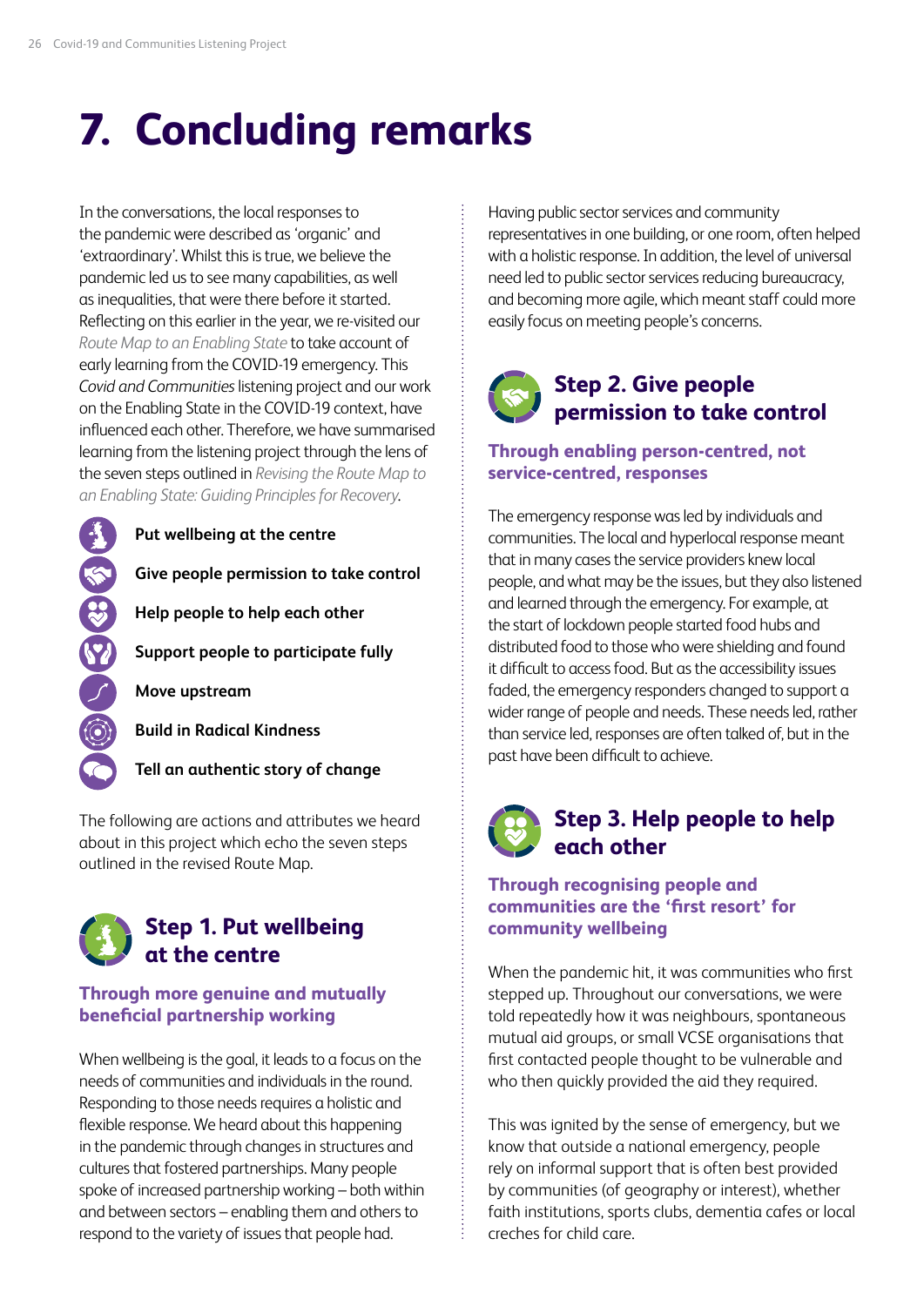# 7. Concluding remarks

In the conversations, the local responses to the pandemic were described as 'organic' and 'extraordinary'. Whilst this is true, we believe the pandemic led us to see many capabilities, as well as inequalities, that were there before it started. Reflecting on this earlier in the year, we re-visited our *Route Map to an Enabling State* to take account of early learning from the COVID-19 emergency. This *Covid and Communities* listening project and our work on the Enabling State in the COVID-19 context, have influenced each other. Therefore, we have summarised learning from the listening project through the lens of the seven steps outlined in *Revising the Route Map to an Enabling State: Guiding Principles for Recovery*.

- **Put wellbeing at the centre**
- **Give people permission to take control**
- **Help people to help each other**
- **Support people to participate fully**
- **Move upstream**
- **Build in Radical Kindness**
- **Tell an authentic story of change**

The following are actions and attributes we heard about in this project which echo the seven steps outlined in the revised Route Map.

## Step 1. Put wellbeing at the centre

### Through more genuine and mutually beneficial partnership working

When wellbeing is the goal, it leads to a focus on the needs of communities and individuals in the round. Responding to those needs requires a holistic and flexible response. We heard about this happening in the pandemic through changes in structures and cultures that fostered partnerships. Many people spoke of increased partnership working – both within and between sectors – enabling them and others to respond to the variety of issues that people had.

Having public sector services and community representatives in one building, or one room, often helped with a holistic response. In addition, the level of universal need led to public sector services reducing bureaucracy, and becoming more agile, which meant staff could more easily focus on meeting people's concerns.

## Step 2. Give people permission to take control

### Through enabling person-centred, not service-centred, responses

The emergency response was led by individuals and communities. The local and hyperlocal response meant that in many cases the service providers knew local people, and what may be the issues, but they also listened and learned through the emergency. For example, at the start of lockdown people started food hubs and distributed food to those who were shielding and found it difficult to access food. But as the accessibility issues faded, the emergency responders changed to support a wider range of people and needs. These needs led, rather than service led, responses are often talked of, but in the past have been difficult to achieve.

## Step 3. Help people to help each other

### Through recognising people and communities are the 'first resort' for community wellbeing

When the pandemic hit, it was communities who first stepped up. Throughout our conversations, we were told repeatedly how it was neighbours, spontaneous mutual aid groups, or small VCSE organisations that first contacted people thought to be vulnerable and who then quickly provided the aid they required.

This was ignited by the sense of emergency, but we know that outside a national emergency, people rely on informal support that is often best provided by communities (of geography or interest), whether faith institutions, sports clubs, dementia cafes or local creches for child care.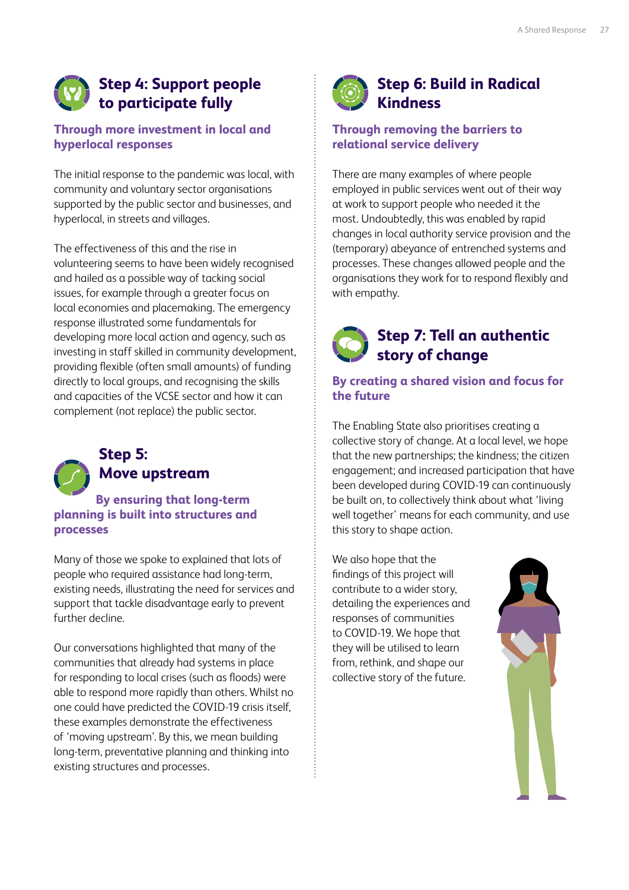## Step 4: Support people to participate fully

### Through more investment in local and hyperlocal responses

The initial response to the pandemic was local, with community and voluntary sector organisations supported by the public sector and businesses, and hyperlocal, in streets and villages.

The effectiveness of this and the rise in volunteering seems to have been widely recognised and hailed as a possible way of tacking social issues, for example through a greater focus on local economies and placemaking. The emergency response illustrated some fundamentals for developing more local action and agency, such as investing in staff skilled in community development, providing flexible (often small amounts) of funding directly to local groups, and recognising the skills and capacities of the VCSE sector and how it can complement (not replace) the public sector.

## Step 5: Move upstream

### By ensuring that long-term planning is built into structures and processes

Many of those we spoke to explained that lots of people who required assistance had long-term, existing needs, illustrating the need for services and support that tackle disadvantage early to prevent further decline.

Our conversations highlighted that many of the communities that already had systems in place for responding to local crises (such as floods) were able to respond more rapidly than others. Whilst no one could have predicted the COVID-19 crisis itself, these examples demonstrate the effectiveness of 'moving upstream'. By this, we mean building long-term, preventative planning and thinking into existing structures and processes.

## Step 6: Build in Radical Kindness

### Through removing the barriers to relational service delivery

There are many examples of where people employed in public services went out of their way at work to support people who needed it the most. Undoubtedly, this was enabled by rapid changes in local authority service provision and the (temporary) abeyance of entrenched systems and processes. These changes allowed people and the organisations they work for to respond flexibly and with empathy.

## Step 7: Tell an authentic story of change

### By creating a shared vision and focus for the future

The Enabling State also prioritises creating a collective story of change. At a local level, we hope that the new partnerships; the kindness; the citizen engagement; and increased participation that have been developed during COVID-19 can continuously be built on, to collectively think about what 'living well together' means for each community, and use this story to shape action.

We also hope that the findings of this project will contribute to a wider story, detailing the experiences and responses of communities to COVID-19. We hope that they will be utilised to learn from, rethink, and shape our collective story of the future.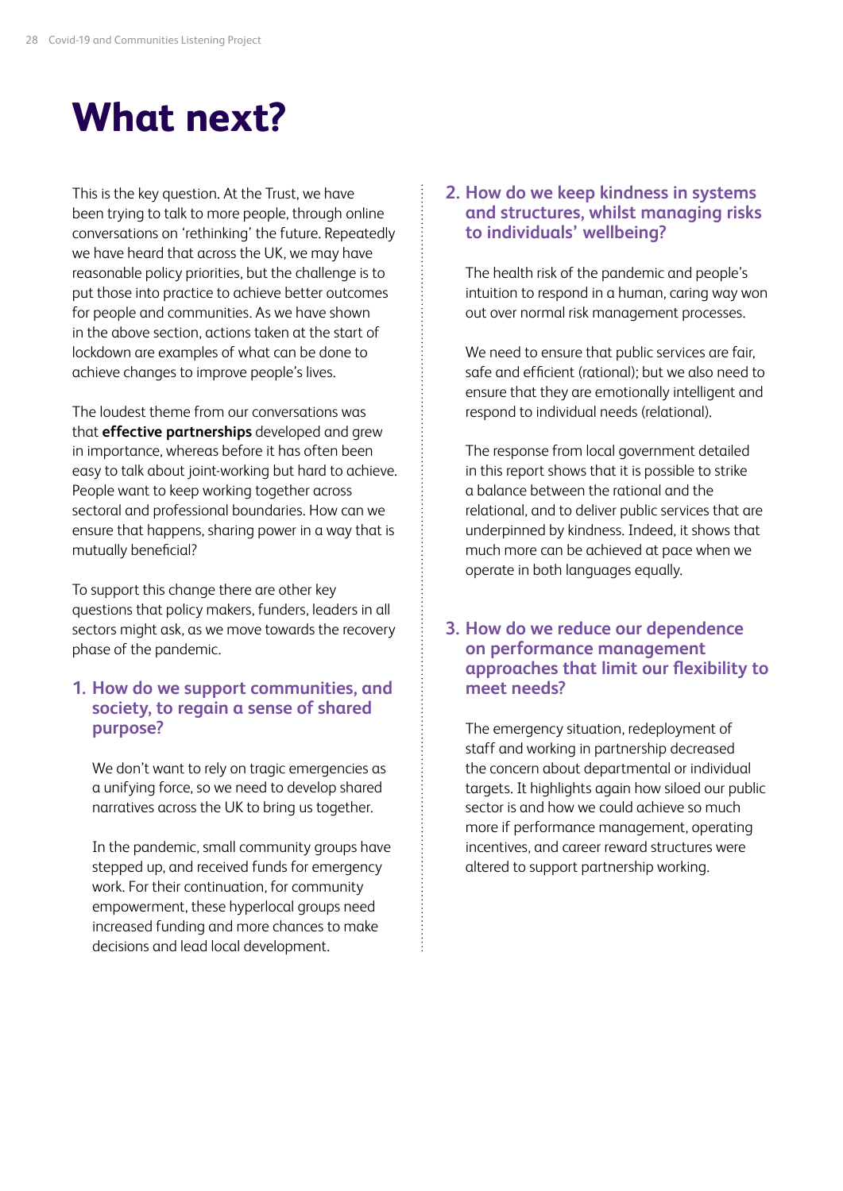# What next?

This is the key question. At the Trust, we have been trying to talk to more people, through online conversations on 'rethinking' the future. Repeatedly we have heard that across the UK, we may have reasonable policy priorities, but the challenge is to put those into practice to achieve better outcomes for people and communities. As we have shown in the above section, actions taken at the start of lockdown are examples of what can be done to achieve changes to improve people's lives.

The loudest theme from our conversations was that **effective partnerships** developed and grew in importance, whereas before it has often been easy to talk about joint-working but hard to achieve. People want to keep working together across sectoral and professional boundaries. How can we ensure that happens, sharing power in a way that is mutually beneficial?

To support this change there are other key questions that policy makers, funders, leaders in all sectors might ask, as we move towards the recovery phase of the pandemic.

### 1. How do we support communities, and society, to regain a sense of shared purpose?

We don't want to rely on tragic emergencies as a unifying force, so we need to develop shared narratives across the UK to bring us together.

In the pandemic, small community groups have stepped up, and received funds for emergency work. For their continuation, for community empowerment, these hyperlocal groups need increased funding and more chances to make decisions and lead local development.

### 2. How do we keep kindness in systems and structures, whilst managing risks to individuals' wellbeing?

The health risk of the pandemic and people's intuition to respond in a human, caring way won out over normal risk management processes.

We need to ensure that public services are fair, safe and efficient (rational); but we also need to ensure that they are emotionally intelligent and respond to individual needs (relational).

The response from local government detailed in this report shows that it is possible to strike a balance between the rational and the relational, and to deliver public services that are underpinned by kindness. Indeed, it shows that much more can be achieved at pace when we operate in both languages equally.

### 3. How do we reduce our dependence on performance management approaches that limit our flexibility to meet needs?

The emergency situation, redeployment of staff and working in partnership decreased the concern about departmental or individual targets. It highlights again how siloed our public sector is and how we could achieve so much more if performance management, operating incentives, and career reward structures were altered to support partnership working.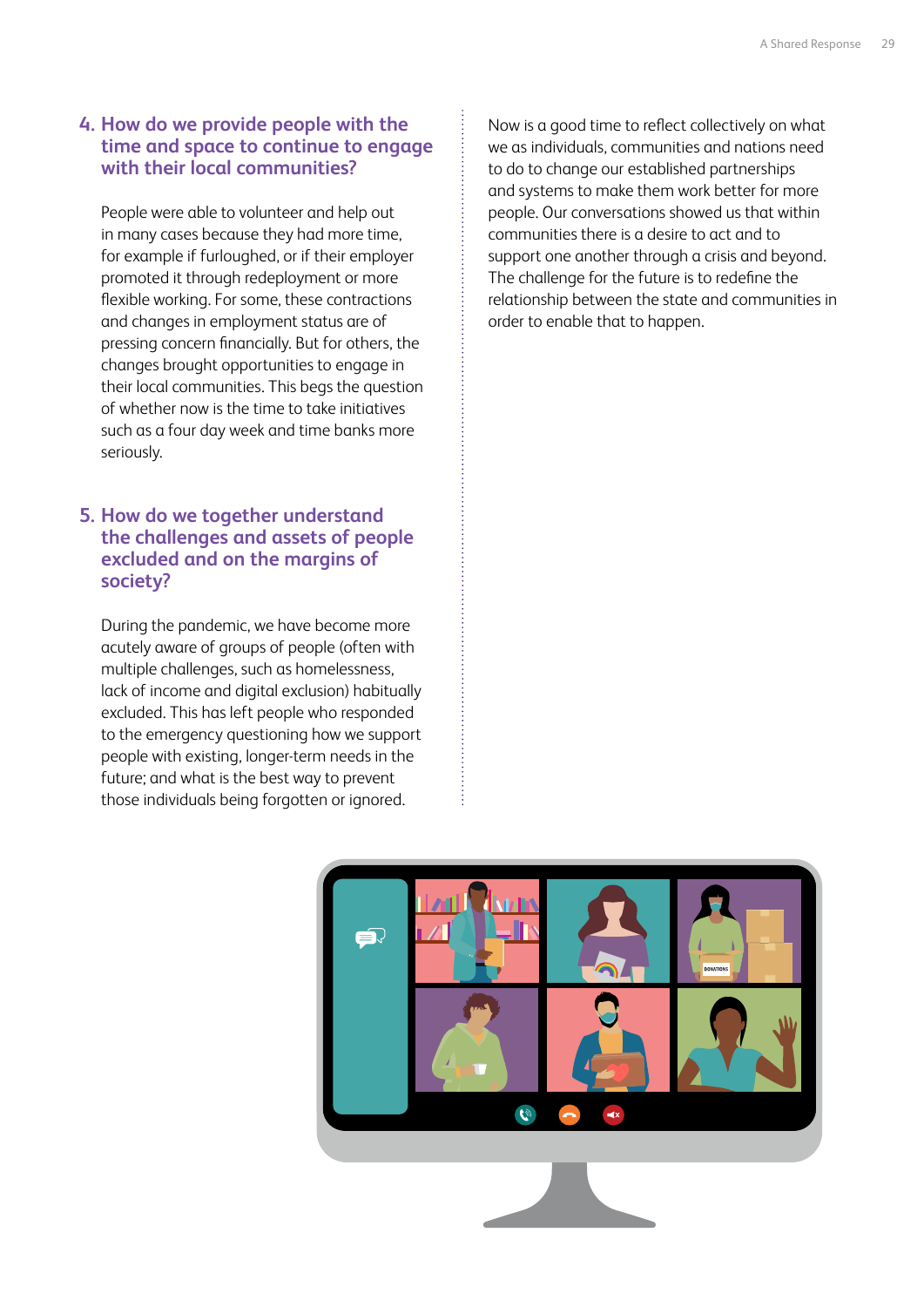### 4. How do we provide people with the time and space to continue to engage with their local communities?

People were able to volunteer and help out in many cases because they had more time, for example if furloughed, or if their employer promoted it through redeployment or more flexible working. For some, these contractions and changes in employment status are of pressing concern financially. But for others, the changes brought opportunities to engage in their local communities. This begs the question of whether now is the time to take initiatives such as a four day week and time banks more seriously.

### 5. How do we together understand the challenges and assets of people excluded and on the margins of society?

During the pandemic, we have become more acutely aware of groups of people (often with multiple challenges, such as homelessness, lack of income and digital exclusion) habitually excluded. This has left people who responded to the emergency questioning how we support people with existing, longer-term needs in the future; and what is the best way to prevent those individuals being forgotten or ignored.

Now is a good time to reflect collectively on what we as individuals, communities and nations need to do to change our established partnerships and systems to make them work better for more people. Our conversations showed us that within communities there is a desire to act and to support one another through a crisis and beyond. The challenge for the future is to redefine the relationship between the state and communities in order to enable that to happen.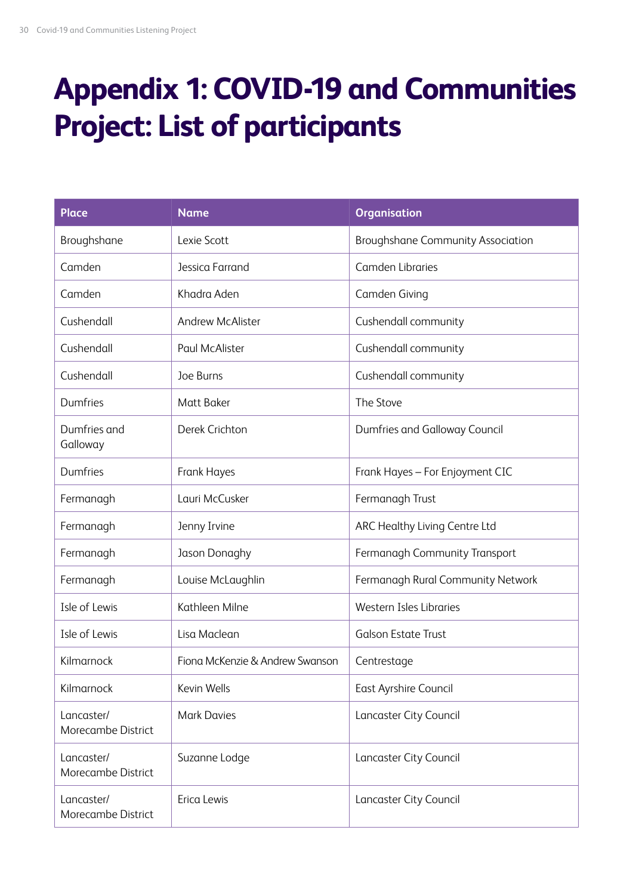# Appendix 1: COVID-19 and Communities Project: List of participants

| Place | Name | Organisation |
| --- | --- | --- |
| Broughshane | Lexie Scott | Broughshane Community Association |
| Camden | Jessica Farrand | Camden Libraries |
| Camden | Khadra Aden | Camden Giving |
| Cushendall | Andrew McAlister | Cushendall community |
| Cushendall | Paul McAlister | Cushendall community |
| Cushendall | Joe Burns | Cushendall community |
| Dumfries | Matt Baker | The Stove |
| Dumfries and Galloway | Derek Crichton | Dumfries and Galloway Council |
| Dumfries | Frank Hayes | Frank Hayes – For Enjoyment CIC |
| Fermanagh | Lauri McCusker | Fermanagh Trust |
| Fermanagh | Jenny Irvine | ARC Healthy Living Centre Ltd |
| Fermanagh | Jason Donaghy | Fermanagh Community Transport |
| Fermanagh | Louise McLaughlin | Fermanagh Rural Community Network |
| Isle of Lewis | Kathleen Milne | Western Isles Libraries |
| Isle of Lewis | Lisa Maclean | Galson Estate Trust |
| Kilmarnock | Fiona McKenzie & Andrew Swanson | Centrestage |
| Kilmarnock | Kevin Wells | East Ayrshire Council |
| Lancaster/ Morecambe District | Mark Davies | Lancaster City Council |
| Lancaster/ Morecambe District | Suzanne Lodge | Lancaster City Council |
| Lancaster/ Morecambe District | Erica Lewis | Lancaster City Council |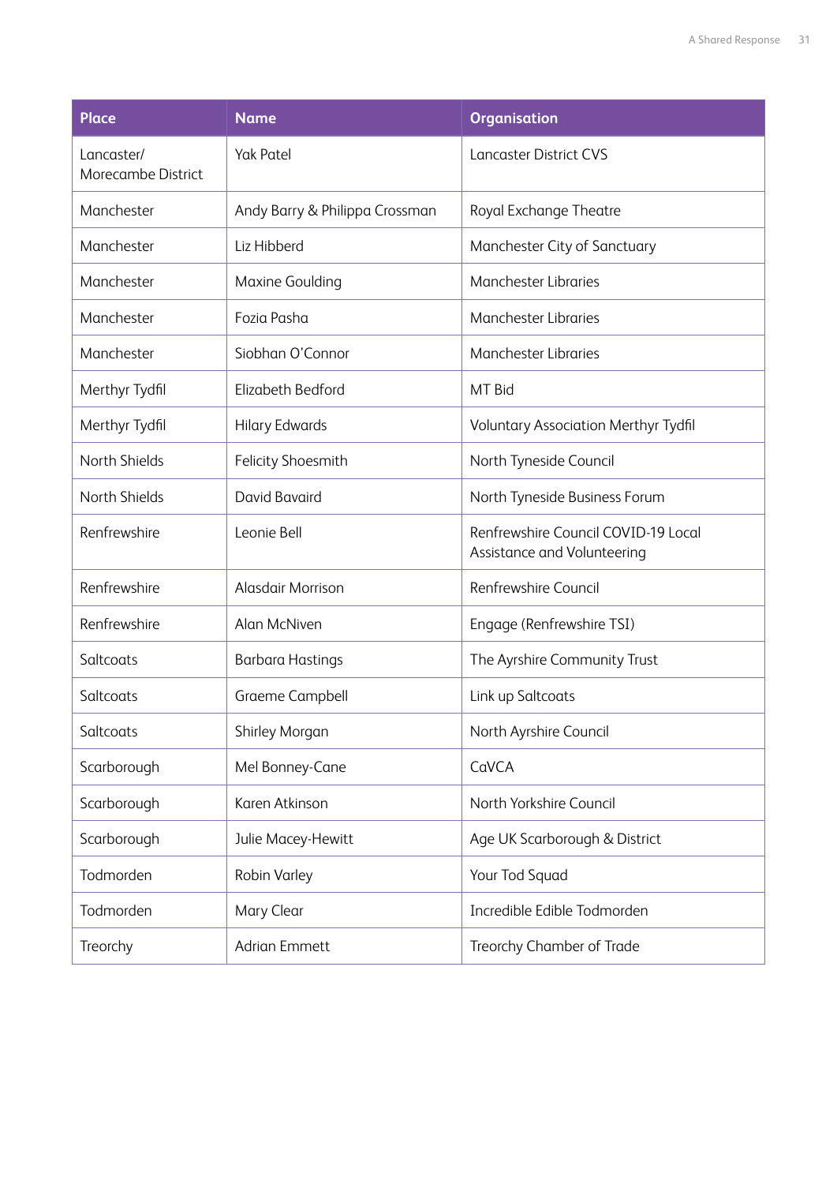| Place | Name | Organisation |
|---|---|---|
| Lancaster/ Morecambe District | Yak Patel | Lancaster District CVS |
| Manchester | Andy Barry & Philippa Crossman | Royal Exchange Theatre |
| Manchester | Liz Hibberd | Manchester City of Sanctuary |
| Manchester | Maxine Goulding | Manchester Libraries |
| Manchester | Fozia Pasha | Manchester Libraries |
| Manchester | Siobhan O'Connor | Manchester Libraries |
| Merthyr Tydfil | Elizabeth Bedford | MT Bid |
| Merthyr Tydfil | Hilary Edwards | Voluntary Association Merthyr Tydfil |
| North Shields | Felicity Shoesmith | North Tyneside Council |
| North Shields | David Bavaird | North Tyneside Business Forum |
| Renfrewshire | Leonie Bell | Renfrewshire Council COVID-19 Local Assistance and Volunteering |
| Renfrewshire | Alasdair Morrison | Renfrewshire Council |
| Renfrewshire | Alan McNiven | Engage (Renfrewshire TSI) |
| Saltcoats | Barbara Hastings | The Ayrshire Community Trust |
| Saltcoats | Graeme Campbell | Link up Saltcoats |
| Saltcoats | Shirley Morgan | North Ayrshire Council |
| Scarborough | Mel Bonney-Cane | CaVCA |
| Scarborough | Karen Atkinson | North Yorkshire Council |
| Scarborough | Julie Macey-Hewitt | Age UK Scarborough & District |
| Todmorden | Robin Varley | Your Tod Squad |
| Todmorden | Mary Clear | Incredible Edible Todmorden |
| Treorchy | Adrian Emmett | Treorchy Chamber of Trade |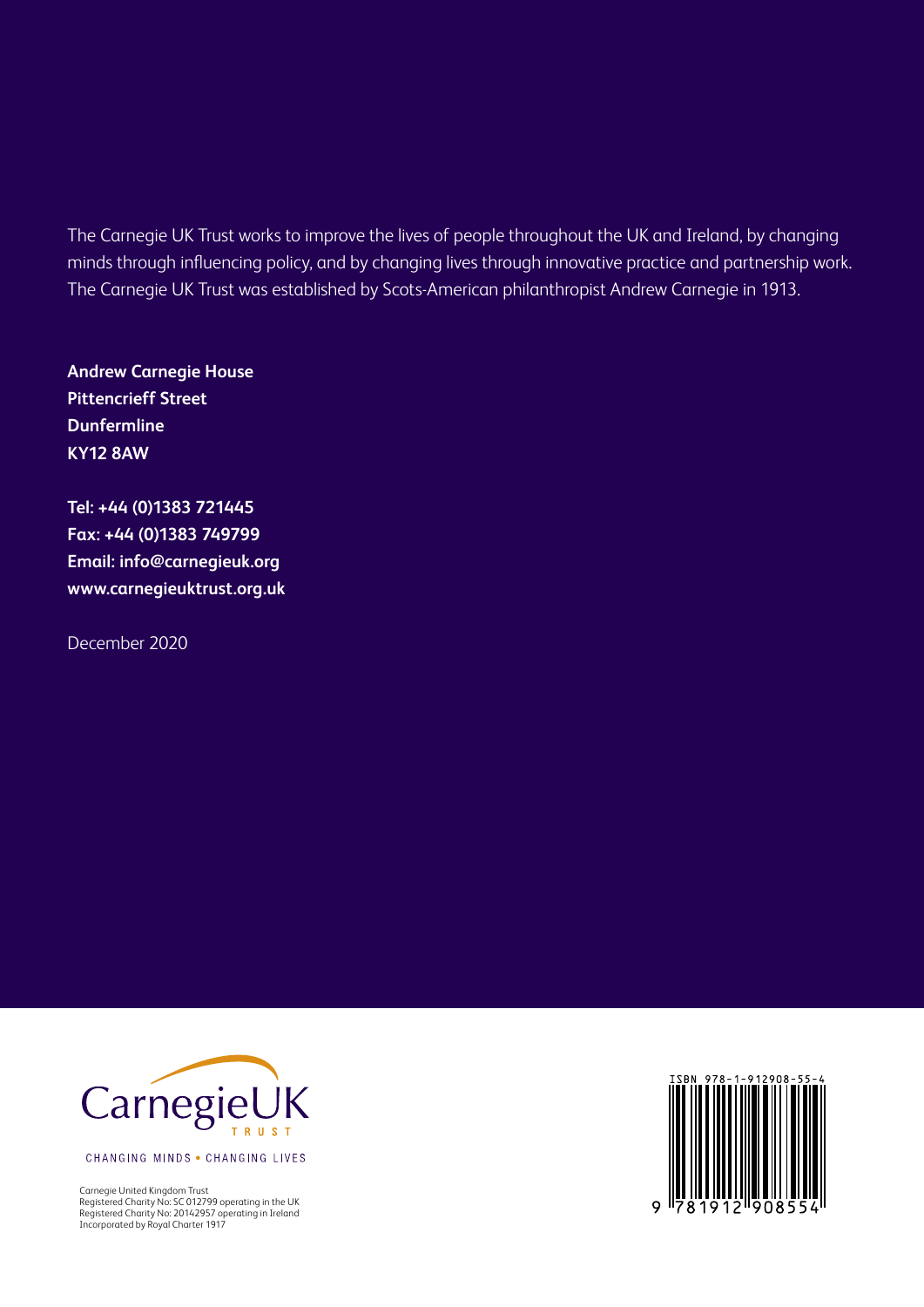The Carnegie UK Trust works to improve the lives of people throughout the UK and Ireland, by changing minds through influencing policy, and by changing lives through innovative practice and partnership work. The Carnegie UK Trust was established by Scots-American philanthropist Andrew Carnegie in 1913.

**Andrew Carnegie House**
**Pittencrieff Street**
**Dunfermline**
**KY12 8AW**

**Tel: +44 (0)1383 721445**
**Fax: +44 (0)1383 749799**
**Email: info@carnegieuk.org**
**www.carnegieuktrust.org.uk**

December 2020

CarnegieUK TRUST

CHANGING MINDS • CHANGING LIVES

Carnegie United Kingdom Trust
Registered Charity No: SC 012799 operating in the UK
Registered Charity No: 20142957 operating in Ireland
Incorporated by Royal Charter 1917

ISBN 978-1-912908-55-4

9 781912 908554